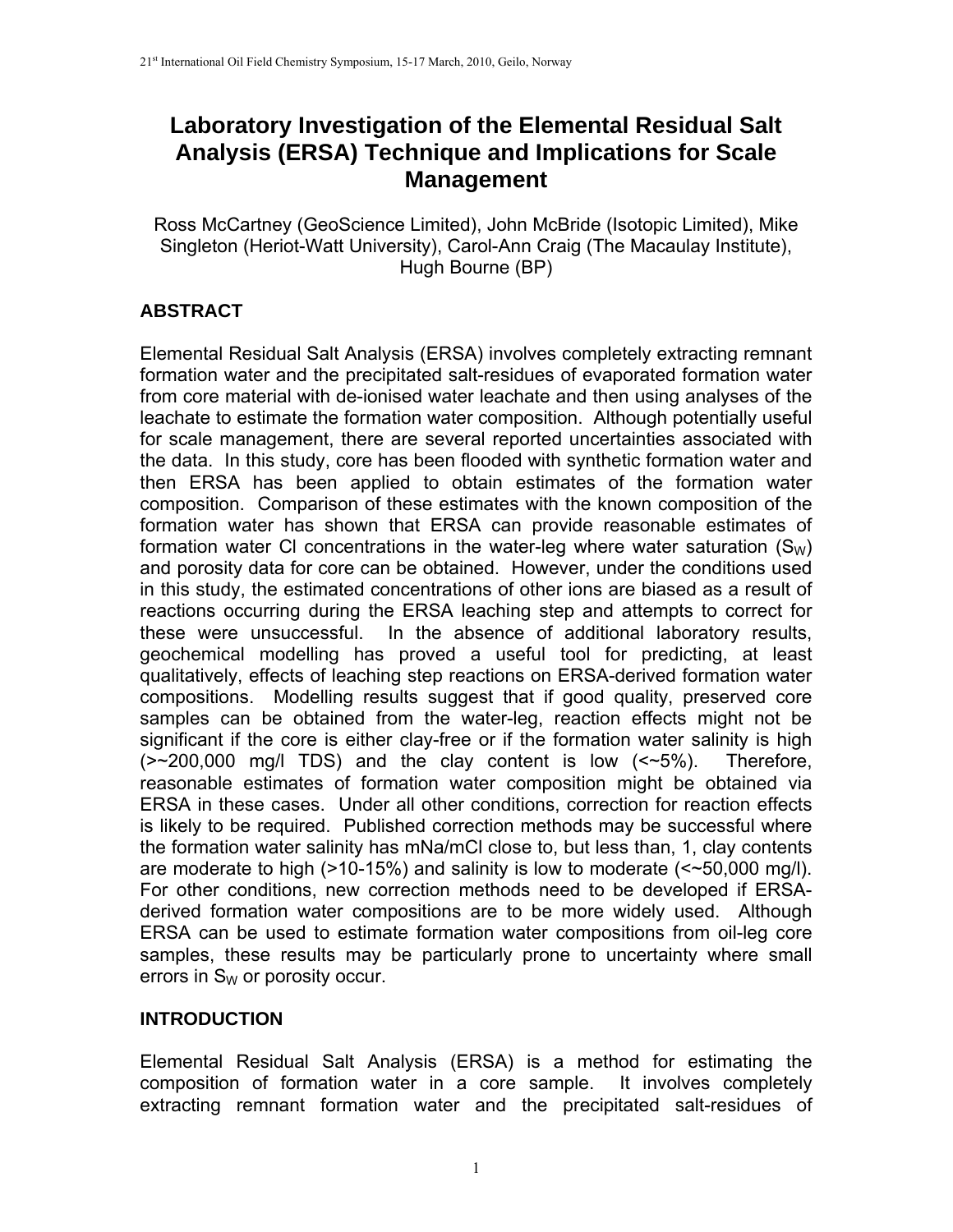# Laboratory Investigation of the Elemental Residual Salt Analysis (ERSA) Technique and Implications for Scale Management

Ross McCartney (GeoScience Limited), John McBride (Isotopic Limited), Mike Singleton (Heriot-Watt University), Carol-Ann Craig (The Macaulay Institute), Hugh Bourne (BP)

## ABSTRACT

Elemental Residual Salt Analysis (ERSA) involves completely extracting remnant formation water and the precipitated salt-residues of evaporated formation water from core material with de-ionised water leachate and then using analyses of the leachate to estimate the formation water composition. Although potentially useful for scale management, there are several reported uncertainties associated with the data. In this study, core has been flooded with synthetic formation water and then ERSA has been applied to obtain estimates of the formation water composition. Comparison of these estimates with the known composition of the formation water has shown that ERSA can provide reasonable estimates of formation water Cl concentrations in the water-leg where water saturation ($S_W$) and porosity data for core can be obtained. However, under the conditions used in this study, the estimated concentrations of other ions are biased as a result of reactions occurring during the ERSA leaching step and attempts to correct for these were unsuccessful. In the absence of additional laboratory results, geochemical modelling has proved a useful tool for predicting, at least qualitatively, effects of leaching step reactions on ERSA-derived formation water compositions. Modelling results suggest that if good quality, preserved core samples can be obtained from the water-leg, reaction effects might not be significant if the core is either clay-free or if the formation water salinity is high (>~200,000 mg/l TDS) and the clay content is low (<~5%). Therefore, reasonable estimates of formation water composition might be obtained via ERSA in these cases. Under all other conditions, correction for reaction effects is likely to be required. Published correction methods may be successful where the formation water salinity has mNa/mCl close to, but less than, 1, clay contents are moderate to high (>10-15%) and salinity is low to moderate (<~50,000 mg/l). For other conditions, new correction methods need to be developed if ERSA-derived formation water compositions are to be more widely used. Although ERSA can be used to estimate formation water compositions from oil-leg core samples, these results may be particularly prone to uncertainty where small errors in $S_W$ or porosity occur.

## INTRODUCTION

Elemental Residual Salt Analysis (ERSA) is a method for estimating the composition of formation water in a core sample. It involves completely extracting remnant formation water and the precipitated salt-residues of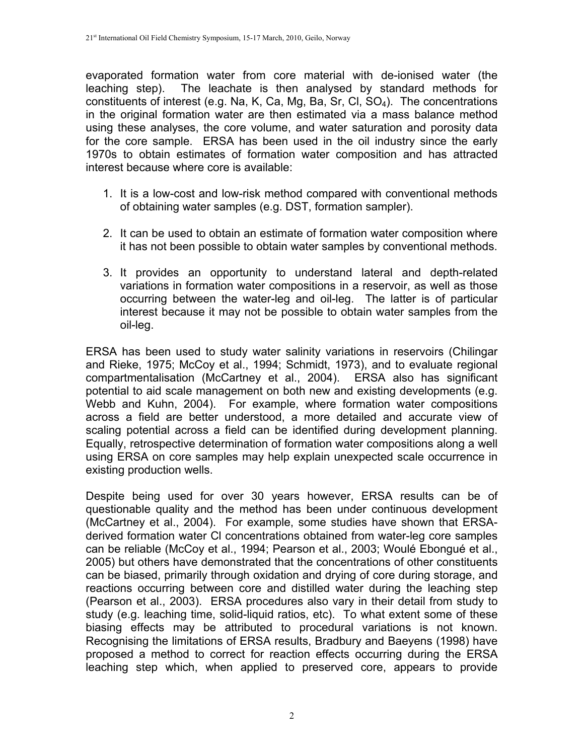evaporated formation water from core material with de-ionised water (the leaching step). The leachate is then analysed by standard methods for constituents of interest (e.g. Na, K, Ca, Mg, Ba, Sr, Cl, $SO_4$). The concentrations in the original formation water are then estimated via a mass balance method using these analyses, the core volume, and water saturation and porosity data for the core sample. ERSA has been used in the oil industry since the early 1970s to obtain estimates of formation water composition and has attracted interest because where core is available:

1. It is a low-cost and low-risk method compared with conventional methods of obtaining water samples (e.g. DST, formation sampler).

2. It can be used to obtain an estimate of formation water composition where it has not been possible to obtain water samples by conventional methods.

3. It provides an opportunity to understand lateral and depth-related variations in formation water compositions in a reservoir, as well as those occurring between the water-leg and oil-leg. The latter is of particular interest because it may not be possible to obtain water samples from the oil-leg.

ERSA has been used to study water salinity variations in reservoirs (Chilingar and Rieke, 1975; McCoy et al., 1994; Schmidt, 1973), and to evaluate regional compartmentalisation (McCartney et al., 2004). ERSA also has significant potential to aid scale management on both new and existing developments (e.g. Webb and Kuhn, 2004). For example, where formation water compositions across a field are better understood, a more detailed and accurate view of scaling potential across a field can be identified during development planning. Equally, retrospective determination of formation water compositions along a well using ERSA on core samples may help explain unexpected scale occurrence in existing production wells.

Despite being used for over 30 years however, ERSA results can be of questionable quality and the method has been under continuous development (McCartney et al., 2004). For example, some studies have shown that ERSA-derived formation water Cl concentrations obtained from water-leg core samples can be reliable (McCoy et al., 1994; Pearson et al., 2003; Woulé Ebongué et al., 2005) but others have demonstrated that the concentrations of other constituents can be biased, primarily through oxidation and drying of core during storage, and reactions occurring between core and distilled water during the leaching step (Pearson et al., 2003). ERSA procedures also vary in their detail from study to study (e.g. leaching time, solid-liquid ratios, etc). To what extent some of these biasing effects may be attributed to procedural variations is not known. Recognising the limitations of ERSA results, Bradbury and Baeyens (1998) have proposed a method to correct for reaction effects occurring during the ERSA leaching step which, when applied to preserved core, appears to provide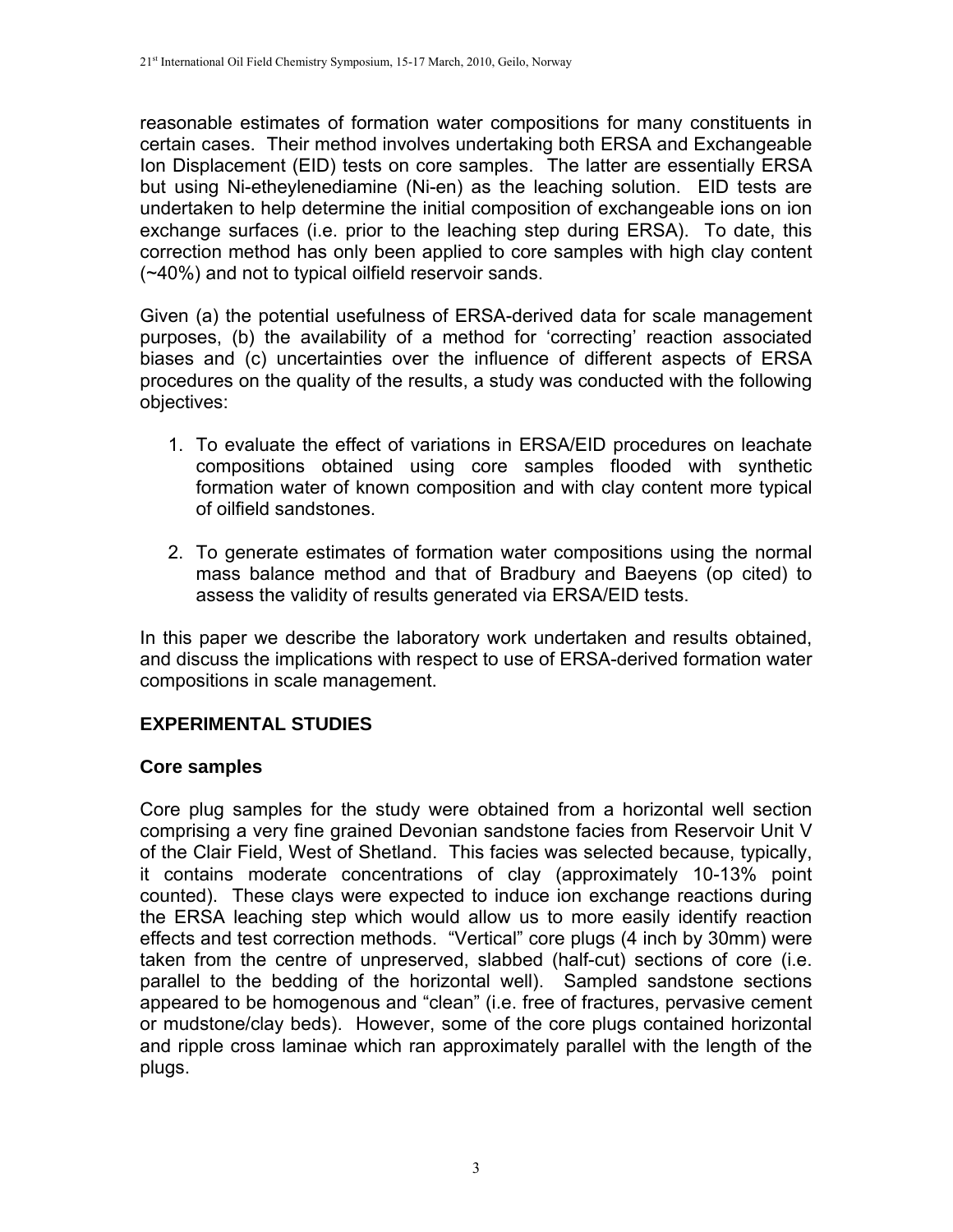reasonable estimates of formation water compositions for many constituents in certain cases. Their method involves undertaking both ERSA and Exchangeable Ion Displacement (EID) tests on core samples. The latter are essentially ERSA but using Ni-etheylenediamine (Ni-en) as the leaching solution. EID tests are undertaken to help determine the initial composition of exchangeable ions on ion exchange surfaces (i.e. prior to the leaching step during ERSA). To date, this correction method has only been applied to core samples with high clay content (~40%) and not to typical oilfield reservoir sands.

Given (a) the potential usefulness of ERSA-derived data for scale management purposes, (b) the availability of a method for 'correcting' reaction associated biases and (c) uncertainties over the influence of different aspects of ERSA procedures on the quality of the results, a study was conducted with the following objectives:

1. To evaluate the effect of variations in ERSA/EID procedures on leachate compositions obtained using core samples flooded with synthetic formation water of known composition and with clay content more typical of oilfield sandstones.

2. To generate estimates of formation water compositions using the normal mass balance method and that of Bradbury and Baeyens (op cited) to assess the validity of results generated via ERSA/EID tests.

In this paper we describe the laboratory work undertaken and results obtained, and discuss the implications with respect to use of ERSA-derived formation water compositions in scale management.

## EXPERIMENTAL STUDIES

### Core samples

Core plug samples for the study were obtained from a horizontal well section comprising a very fine grained Devonian sandstone facies from Reservoir Unit V of the Clair Field, West of Shetland. This facies was selected because, typically, it contains moderate concentrations of clay (approximately 10-13% point counted). These clays were expected to induce ion exchange reactions during the ERSA leaching step which would allow us to more easily identify reaction effects and test correction methods. "Vertical" core plugs (4 inch by 30mm) were taken from the centre of unpreserved, slabbed (half-cut) sections of core (i.e. parallel to the bedding of the horizontal well). Sampled sandstone sections appeared to be homogenous and "clean" (i.e. free of fractures, pervasive cement or mudstone/clay beds). However, some of the core plugs contained horizontal and ripple cross laminae which ran approximately parallel with the length of the plugs.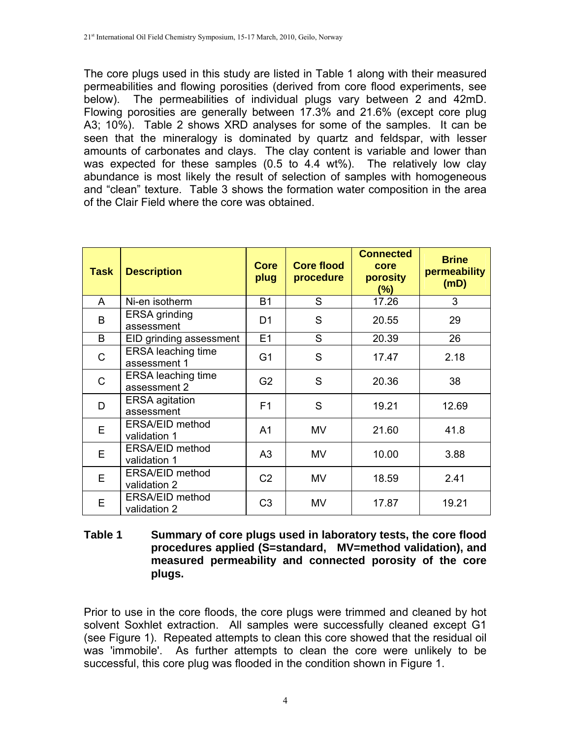The core plugs used in this study are listed in Table 1 along with their measured permeabilities and flowing porosities (derived from core flood experiments, see below). The permeabilities of individual plugs vary between 2 and 42mD. Flowing porosities are generally between 17.3% and 21.6% (except core plug A3; 10%). Table 2 shows XRD analyses for some of the samples. It can be seen that the mineralogy is dominated by quartz and feldspar, with lesser amounts of carbonates and clays. The clay content is variable and lower than was expected for these samples (0.5 to 4.4 wt%). The relatively low clay abundance is most likely the result of selection of samples with homogeneous and "clean" texture. Table 3 shows the formation water composition in the area of the Clair Field where the core was obtained.

| Task | Description | Core plug | Core flood procedure | Connected core porosity (%) | Brine permeability (mD) |
|---|---|---|---|---|---|
| A | Ni-en isotherm | B1 | S | 17.26 | 3 |
| B | ERSA grinding assessment | D1 | S | 20.55 | 29 |
| B | EID grinding assessment | E1 | S | 20.39 | 26 |
| C | ERSA leaching time assessment 1 | G1 | S | 17.47 | 2.18 |
| C | ERSA leaching time assessment 2 | G2 | S | 20.36 | 38 |
| D | ERSA agitation assessment | F1 | S | 19.21 | 12.69 |
| E | ERSA/EID method validation 1 | A1 | MV | 21.60 | 41.8 |
| E | ERSA/EID method validation 1 | A3 | MV | 10.00 | 3.88 |
| E | ERSA/EID method validation 2 | C2 | MV | 18.59 | 2.41 |
| E | ERSA/EID method validation 2 | C3 | MV | 17.87 | 19.21 |

**Table 1 Summary of core plugs used in laboratory tests, the core flood procedures applied (S=standard, MV=method validation), and measured permeability and connected porosity of the core plugs.**

Prior to use in the core floods, the core plugs were trimmed and cleaned by hot solvent Soxhlet extraction. All samples were successfully cleaned except G1 (see Figure 1). Repeated attempts to clean this core showed that the residual oil was 'immobile'. As further attempts to clean the core were unlikely to be successful, this core plug was flooded in the condition shown in Figure 1.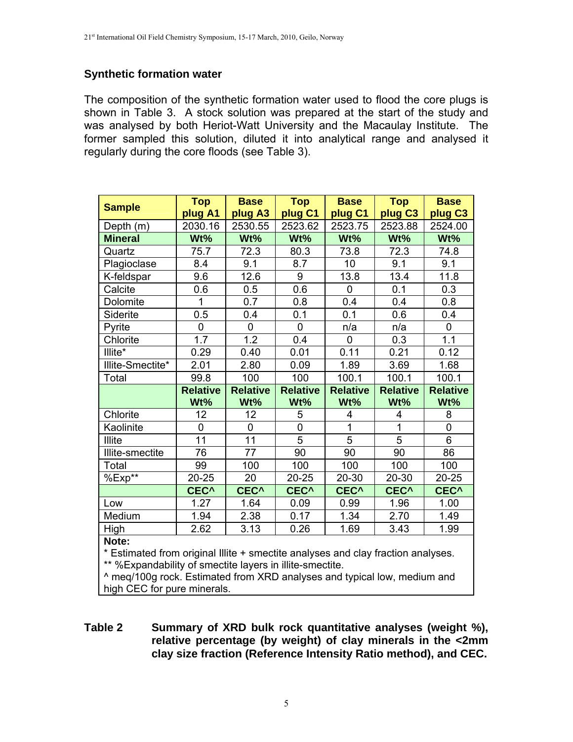### Synthetic formation water

The composition of the synthetic formation water used to flood the core plugs is shown in Table 3. A stock solution was prepared at the start of the study and was analysed by both Heriot-Watt University and the Macaulay Institute. The former sampled this solution, diluted it into analytical range and analysed it regularly during the core floods (see Table 3).

| Sample | Top plug A1 | Base plug A3 | Top plug C1 | Base plug C1 | Top plug C3 | Base plug C3 |
|---|---|---|---|---|---|---|
| Depth (m) | 2030.16 | 2530.55 | 2523.62 | 2523.75 | 2523.88 | 2524.00 |
| **Mineral** | **Wt%** | **Wt%** | **Wt%** | **Wt%** | **Wt%** | **Wt%** |
| Quartz | 75.7 | 72.3 | 80.3 | 73.8 | 72.3 | 74.8 |
| Plagioclase | 8.4 | 9.1 | 8.7 | 10 | 9.1 | 9.1 |
| K-feldspar | 9.6 | 12.6 | 9 | 13.8 | 13.4 | 11.8 |
| Calcite | 0.6 | 0.5 | 0.6 | 0 | 0.1 | 0.3 |
| Dolomite | 1 | 0.7 | 0.8 | 0.4 | 0.4 | 0.8 |
| Siderite | 0.5 | 0.4 | 0.1 | 0.1 | 0.6 | 0.4 |
| Pyrite | 0 | 0 | 0 | n/a | n/a | 0 |
| Chlorite | 1.7 | 1.2 | 0.4 | 0 | 0.3 | 1.1 |
| Illite* | 0.29 | 0.40 | 0.01 | 0.11 | 0.21 | 0.12 |
| Illite-Smectite* | 2.01 | 2.80 | 0.09 | 1.89 | 3.69 | 1.68 |
| Total | 99.8 | 100 | 100 | 100.1 | 100.1 | 100.1 |
| | **Relative Wt%** | **Relative Wt%** | **Relative Wt%** | **Relative Wt%** | **Relative Wt%** | **Relative Wt%** |
| Chlorite | 12 | 12 | 5 | 4 | 4 | 8 |
| Kaolinite | 0 | 0 | 0 | 1 | 1 | 0 |
| Illite | 11 | 11 | 5 | 5 | 5 | 6 |
| Illite-smectite | 76 | 77 | 90 | 90 | 90 | 86 |
| Total | 99 | 100 | 100 | 100 | 100 | 100 |
| %Exp** | 20-25 | 20 | 20-25 | 20-30 | 20-30 | 20-25 |
| | **CEC^** | **CEC^** | **CEC^** | **CEC^** | **CEC^** | **CEC^** |
| Low | 1.27 | 1.64 | 0.09 | 0.99 | 1.96 | 1.00 |
| Medium | 1.94 | 2.38 | 0.17 | 1.34 | 2.70 | 1.49 |
| High | 2.62 | 3.13 | 0.26 | 1.69 | 3.43 | 1.99 |

**Note:**
* Estimated from original Illite + smectite analyses and clay fraction analyses.
** %Expandability of smectite layers in illite-smectite.
^ meq/100g rock. Estimated from XRD analyses and typical low, medium and high CEC for pure minerals.

**Table 2 Summary of XRD bulk rock quantitative analyses (weight %), relative percentage (by weight) of clay minerals in the <2mm clay size fraction (Reference Intensity Ratio method), and CEC.**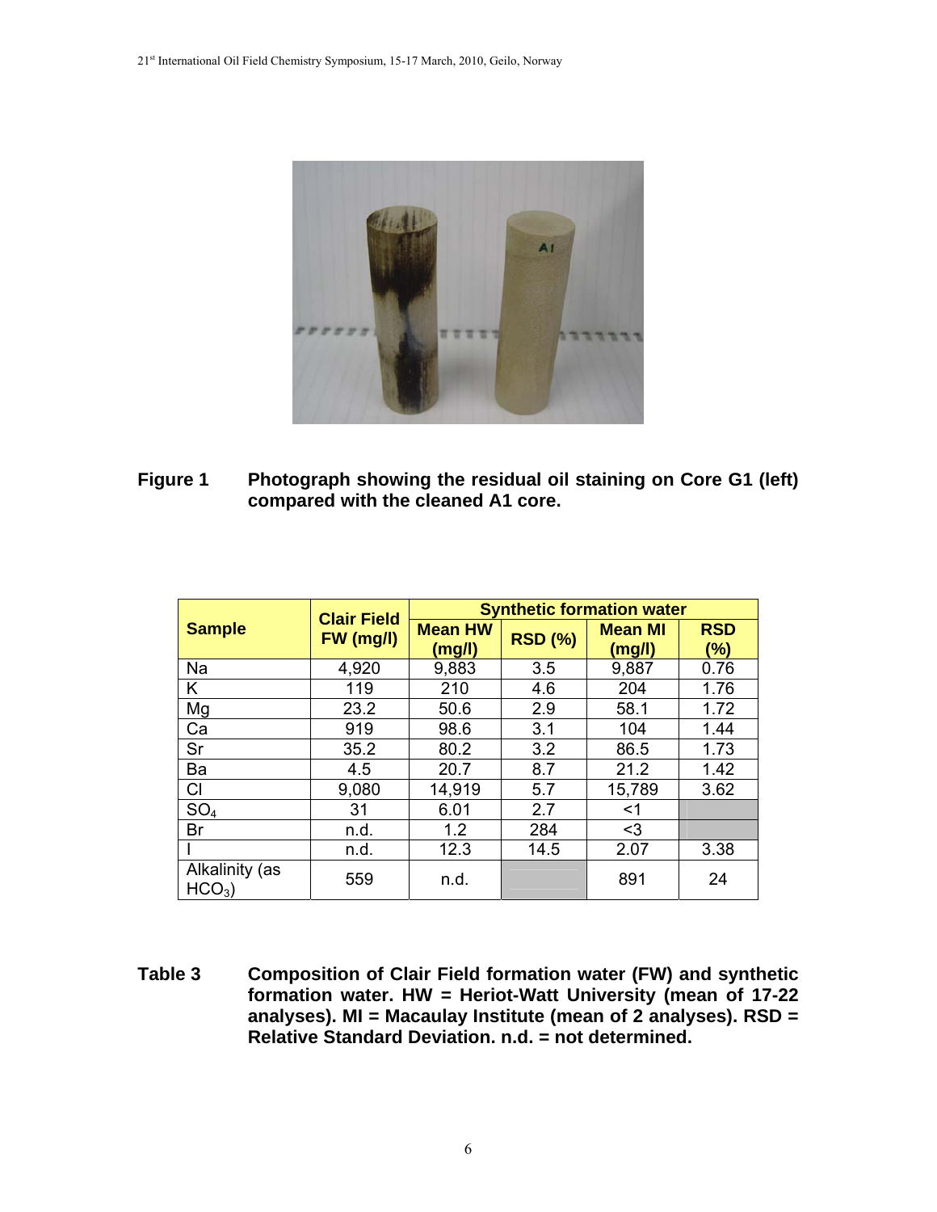**Figure 1** Photograph showing the residual oil staining on Core G1 (left) compared with the cleaned A1 core.

| Sample | Clair Field FW (mg/l) | Synthetic formation water | | | |
|---|---|---|---|---|---|
| | | Mean HW (mg/l) | RSD (%) | Mean MI (mg/l) | RSD (%) |
| Na | 4,920 | 9,883 | 3.5 | 9,887 | 0.76 |
| K | 119 | 210 | 4.6 | 204 | 1.76 |
| Mg | 23.2 | 50.6 | 2.9 | 58.1 | 1.72 |
| Ca | 919 | 98.6 | 3.1 | 104 | 1.44 |
| Sr | 35.2 | 80.2 | 3.2 | 86.5 | 1.73 |
| Ba | 4.5 | 20.7 | 8.7 | 21.2 | 1.42 |
| Cl | 9,080 | 14,919 | 5.7 | 15,789 | 3.62 |
| $SO_4$ | 31 | 6.01 | 2.7 | <1 | |
| Br | n.d. | 1.2 | 284 | <3 | |
| I | n.d. | 12.3 | 14.5 | 2.07 | 3.38 |
| Alkalinity (as $HCO_3$) | 559 | n.d. | | 891 | 24 |

**Table 3** Composition of Clair Field formation water (FW) and synthetic formation water. HW = Heriot-Watt University (mean of 17-22 analyses). MI = Macaulay Institute (mean of 2 analyses). RSD = Relative Standard Deviation. n.d. = not determined.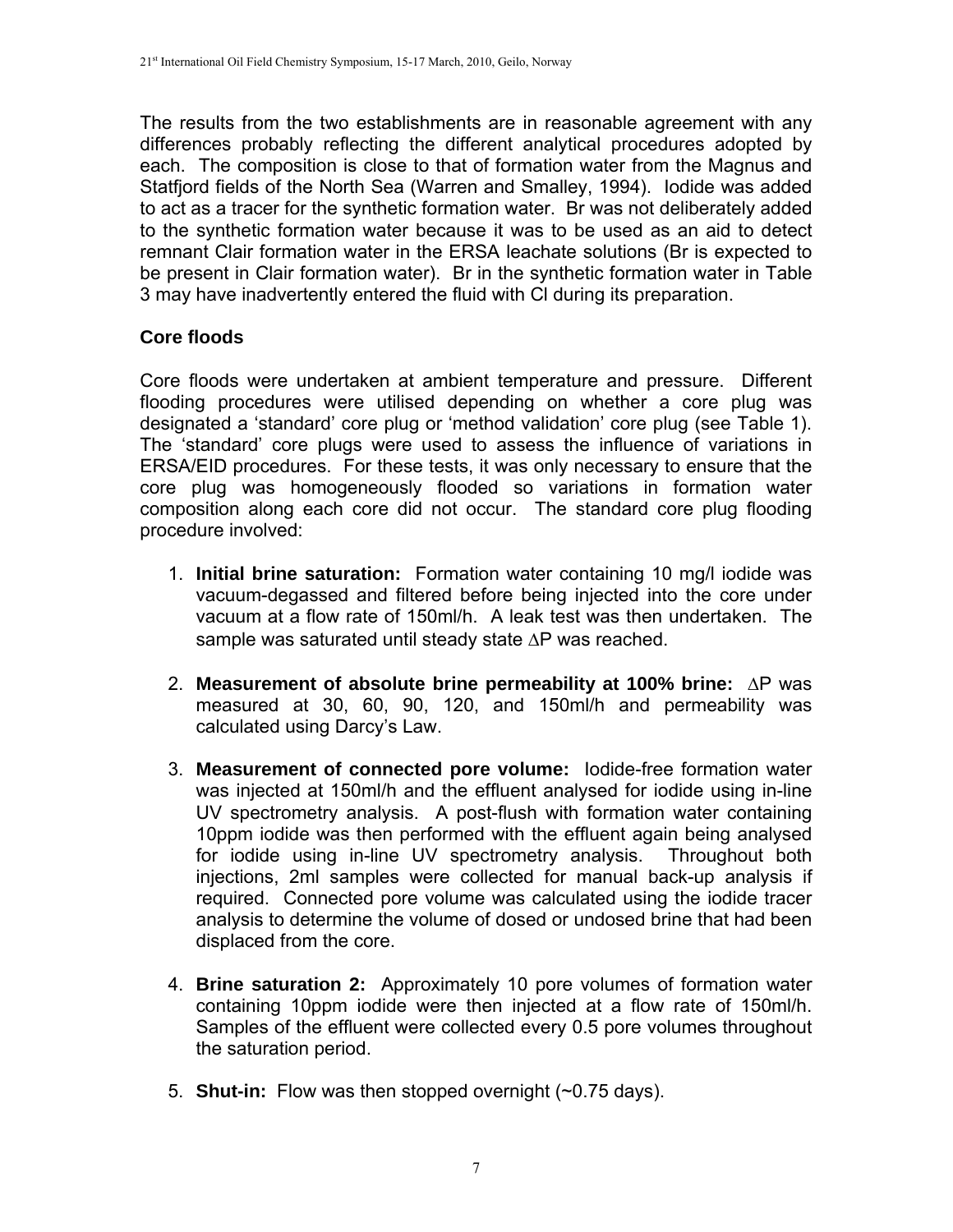The results from the two establishments are in reasonable agreement with any differences probably reflecting the different analytical procedures adopted by each. The composition is close to that of formation water from the Magnus and Statfjord fields of the North Sea (Warren and Smalley, 1994). Iodide was added to act as a tracer for the synthetic formation water. Br was not deliberately added to the synthetic formation water because it was to be used as an aid to detect remnant Clair formation water in the ERSA leachate solutions (Br is expected to be present in Clair formation water). Br in the synthetic formation water in Table 3 may have inadvertently entered the fluid with Cl during its preparation.

## Core floods

Core floods were undertaken at ambient temperature and pressure. Different flooding procedures were utilised depending on whether a core plug was designated a 'standard' core plug or 'method validation' core plug (see Table 1). The 'standard' core plugs were used to assess the influence of variations in ERSA/EID procedures. For these tests, it was only necessary to ensure that the core plug was homogeneously flooded so variations in formation water composition along each core did not occur. The standard core plug flooding procedure involved:

1. **Initial brine saturation:** Formation water containing 10 mg/l iodide was vacuum-degassed and filtered before being injected into the core under vacuum at a flow rate of 150ml/h. A leak test was then undertaken. The sample was saturated until steady state $\Delta P$ was reached.

2. **Measurement of absolute brine permeability at 100% brine:** $\Delta P$ was measured at 30, 60, 90, 120, and 150ml/h and permeability was calculated using Darcy's Law.

3. **Measurement of connected pore volume:** Iodide-free formation water was injected at 150ml/h and the effluent analysed for iodide using in-line UV spectrometry analysis. A post-flush with formation water containing 10ppm iodide was then performed with the effluent again being analysed for iodide using in-line UV spectrometry analysis. Throughout both injections, 2ml samples were collected for manual back-up analysis if required. Connected pore volume was calculated using the iodide tracer analysis to determine the volume of dosed or undosed brine that had been displaced from the core.

4. **Brine saturation 2:** Approximately 10 pore volumes of formation water containing 10ppm iodide were then injected at a flow rate of 150ml/h. Samples of the effluent were collected every 0.5 pore volumes throughout the saturation period.

5. **Shut-in:** Flow was then stopped overnight (~0.75 days).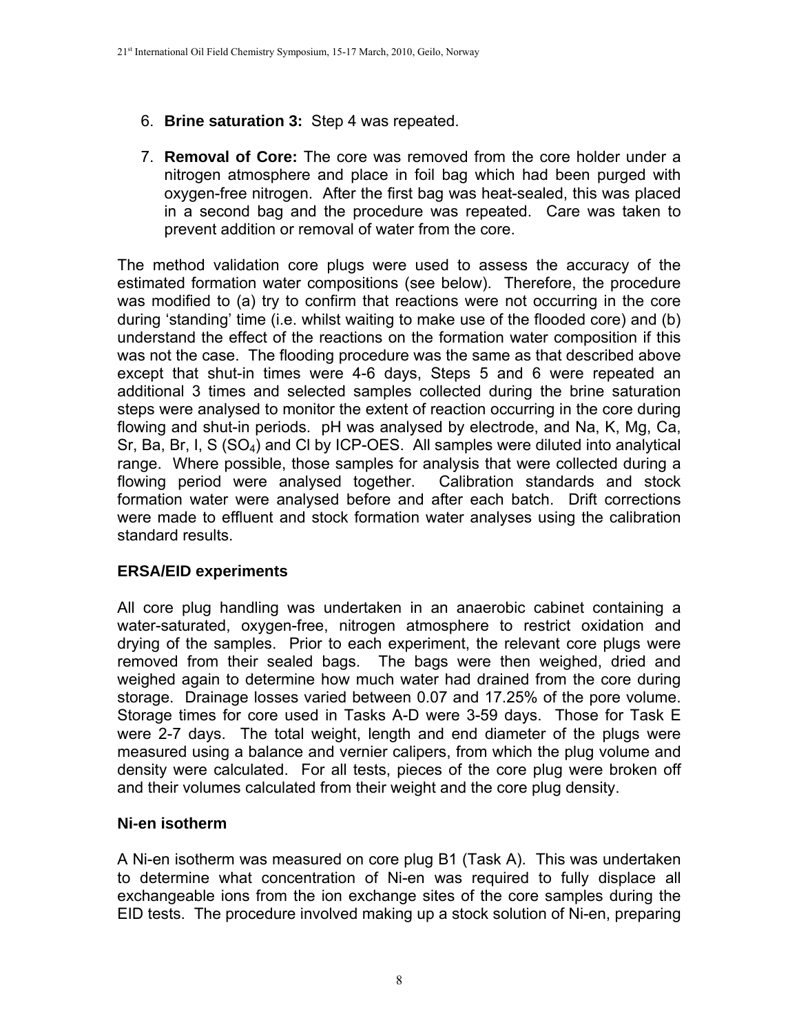6. **Brine saturation 3:** Step 4 was repeated.

7. **Removal of Core:** The core was removed from the core holder under a nitrogen atmosphere and place in foil bag which had been purged with oxygen-free nitrogen. After the first bag was heat-sealed, this was placed in a second bag and the procedure was repeated. Care was taken to prevent addition or removal of water from the core.

The method validation core plugs were used to assess the accuracy of the estimated formation water compositions (see below). Therefore, the procedure was modified to (a) try to confirm that reactions were not occurring in the core during 'standing' time (i.e. whilst waiting to make use of the flooded core) and (b) understand the effect of the reactions on the formation water composition if this was not the case. The flooding procedure was the same as that described above except that shut-in times were 4-6 days, Steps 5 and 6 were repeated an additional 3 times and selected samples collected during the brine saturation steps were analysed to monitor the extent of reaction occurring in the core during flowing and shut-in periods. pH was analysed by electrode, and Na, K, Mg, Ca, Sr, Ba, Br, I, S ($SO_4$) and Cl by ICP-OES. All samples were diluted into analytical range. Where possible, those samples for analysis that were collected during a flowing period were analysed together. Calibration standards and stock formation water were analysed before and after each batch. Drift corrections were made to effluent and stock formation water analyses using the calibration standard results.

## ERSA/EID experiments

All core plug handling was undertaken in an anaerobic cabinet containing a water-saturated, oxygen-free, nitrogen atmosphere to restrict oxidation and drying of the samples. Prior to each experiment, the relevant core plugs were removed from their sealed bags. The bags were then weighed, dried and weighed again to determine how much water had drained from the core during storage. Drainage losses varied between 0.07 and 17.25% of the pore volume. Storage times for core used in Tasks A-D were 3-59 days. Those for Task E were 2-7 days. The total weight, length and end diameter of the plugs were measured using a balance and vernier calipers, from which the plug volume and density were calculated. For all tests, pieces of the core plug were broken off and their volumes calculated from their weight and the core plug density.

## Ni-en isotherm

A Ni-en isotherm was measured on core plug B1 (Task A). This was undertaken to determine what concentration of Ni-en was required to fully displace all exchangeable ions from the ion exchange sites of the core samples during the EID tests. The procedure involved making up a stock solution of Ni-en, preparing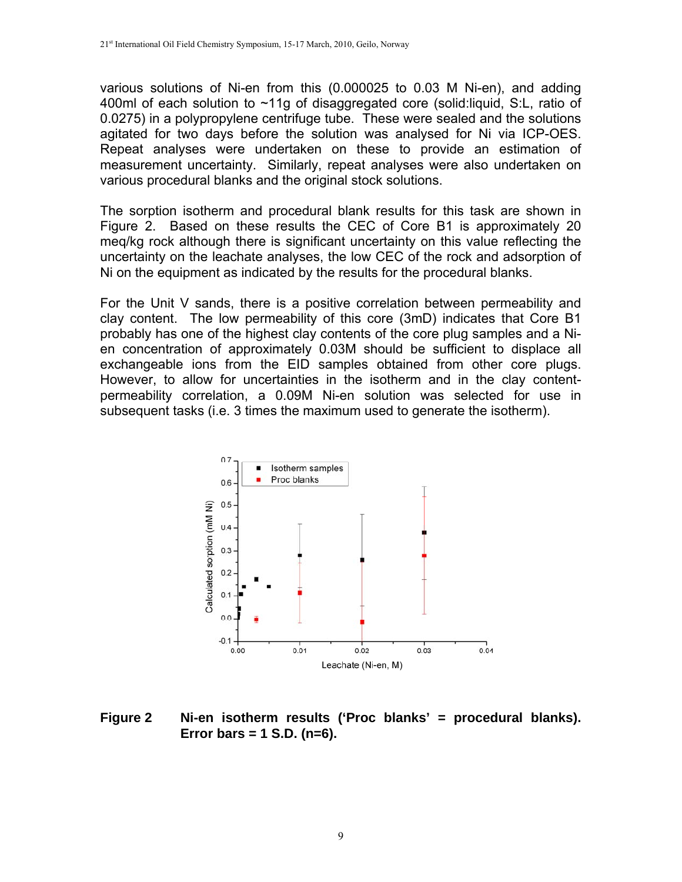various solutions of Ni-en from this (0.000025 to 0.03 M Ni-en), and adding 400ml of each solution to ~11g of disaggregated core (solid:liquid, S:L, ratio of 0.0275) in a polypropylene centrifuge tube. These were sealed and the solutions agitated for two days before the solution was analysed for Ni via ICP-OES. Repeat analyses were undertaken on these to provide an estimation of measurement uncertainty. Similarly, repeat analyses were also undertaken on various procedural blanks and the original stock solutions.

The sorption isotherm and procedural blank results for this task are shown in Figure 2. Based on these results the CEC of Core B1 is approximately 20 meq/kg rock although there is significant uncertainty on this value reflecting the uncertainty on the leachate analyses, the low CEC of the rock and adsorption of Ni on the equipment as indicated by the results for the procedural blanks.

For the Unit V sands, there is a positive correlation between permeability and clay content. The low permeability of this core (3mD) indicates that Core B1 probably has one of the highest clay contents of the core plug samples and a Ni-en concentration of approximately 0.03M should be sufficient to displace all exchangeable ions from the EID samples obtained from other core plugs. However, to allow for uncertainties in the isotherm and in the clay content-permeability correlation, a 0.09M Ni-en solution was selected for use in subsequent tasks (i.e. 3 times the maximum used to generate the isotherm).

**Figure 2** **Ni-en isotherm results ('Proc blanks' = procedural blanks). Error bars = 1 S.D. (n=6).**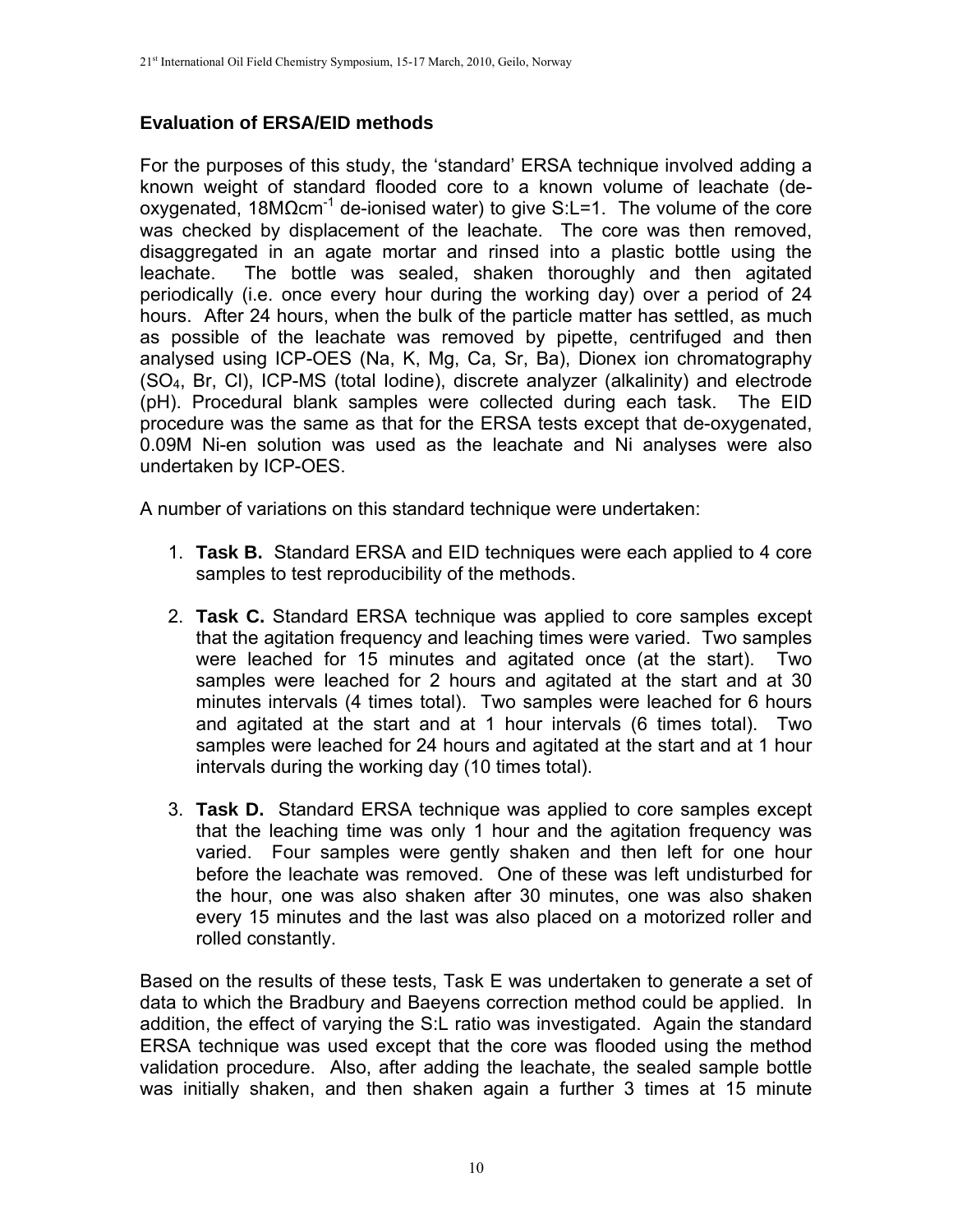### Evaluation of ERSA/EID methods

For the purposes of this study, the 'standard' ERSA technique involved adding a known weight of standard flooded core to a known volume of leachate (de-oxygenated, 18MΩcm$^{-1}$ de-ionised water) to give S:L=1. The volume of the core was checked by displacement of the leachate. The core was then removed, disaggregated in an agate mortar and rinsed into a plastic bottle using the leachate. The bottle was sealed, shaken thoroughly and then agitated periodically (i.e. once every hour during the working day) over a period of 24 hours. After 24 hours, when the bulk of the particle matter has settled, as much as possible of the leachate was removed by pipette, centrifuged and then analysed using ICP-OES (Na, K, Mg, Ca, Sr, Ba), Dionex ion chromatography ($SO_4$, Br, Cl), ICP-MS (total Iodine), discrete analyzer (alkalinity) and electrode (pH). Procedural blank samples were collected during each task. The EID procedure was the same as that for the ERSA tests except that de-oxygenated, 0.09M Ni-en solution was used as the leachate and Ni analyses were also undertaken by ICP-OES.

A number of variations on this standard technique were undertaken:

1. **Task B.** Standard ERSA and EID techniques were each applied to 4 core samples to test reproducibility of the methods.

2. **Task C.** Standard ERSA technique was applied to core samples except that the agitation frequency and leaching times were varied. Two samples were leached for 15 minutes and agitated once (at the start). Two samples were leached for 2 hours and agitated at the start and at 30 minutes intervals (4 times total). Two samples were leached for 6 hours and agitated at the start and at 1 hour intervals (6 times total). Two samples were leached for 24 hours and agitated at the start and at 1 hour intervals during the working day (10 times total).

3. **Task D.** Standard ERSA technique was applied to core samples except that the leaching time was only 1 hour and the agitation frequency was varied. Four samples were gently shaken and then left for one hour before the leachate was removed. One of these was left undisturbed for the hour, one was also shaken after 30 minutes, one was also shaken every 15 minutes and the last was also placed on a motorized roller and rolled constantly.

Based on the results of these tests, Task E was undertaken to generate a set of data to which the Bradbury and Baeyens correction method could be applied. In addition, the effect of varying the S:L ratio was investigated. Again the standard ERSA technique was used except that the core was flooded using the method validation procedure. Also, after adding the leachate, the sealed sample bottle was initially shaken, and then shaken again a further 3 times at 15 minute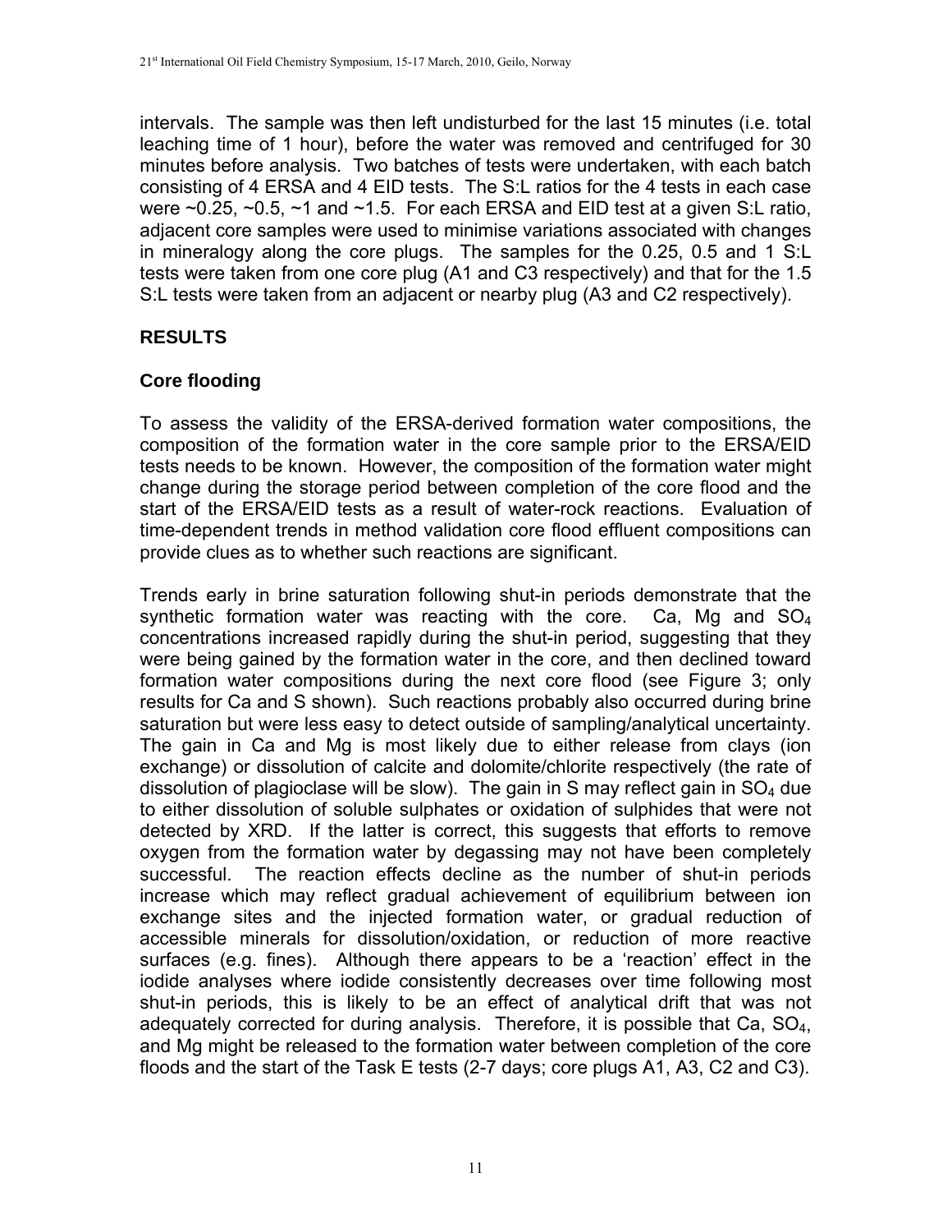intervals. The sample was then left undisturbed for the last 15 minutes (i.e. total leaching time of 1 hour), before the water was removed and centrifuged for 30 minutes before analysis. Two batches of tests were undertaken, with each batch consisting of 4 ERSA and 4 EID tests. The S:L ratios for the 4 tests in each case were ~0.25, ~0.5, ~1 and ~1.5. For each ERSA and EID test at a given S:L ratio, adjacent core samples were used to minimise variations associated with changes in mineralogy along the core plugs. The samples for the 0.25, 0.5 and 1 S:L tests were taken from one core plug (A1 and C3 respectively) and that for the 1.5 S:L tests were taken from an adjacent or nearby plug (A3 and C2 respectively).

## RESULTS

### Core flooding

To assess the validity of the ERSA-derived formation water compositions, the composition of the formation water in the core sample prior to the ERSA/EID tests needs to be known. However, the composition of the formation water might change during the storage period between completion of the core flood and the start of the ERSA/EID tests as a result of water-rock reactions. Evaluation of time-dependent trends in method validation core flood effluent compositions can provide clues as to whether such reactions are significant.

Trends early in brine saturation following shut-in periods demonstrate that the synthetic formation water was reacting with the core. Ca, Mg and $SO_4$ concentrations increased rapidly during the shut-in period, suggesting that they were being gained by the formation water in the core, and then declined toward formation water compositions during the next core flood (see Figure 3; only results for Ca and S shown). Such reactions probably also occurred during brine saturation but were less easy to detect outside of sampling/analytical uncertainty. The gain in Ca and Mg is most likely due to either release from clays (ion exchange) or dissolution of calcite and dolomite/chlorite respectively (the rate of dissolution of plagioclase will be slow). The gain in S may reflect gain in $SO_4$ due to either dissolution of soluble sulphates or oxidation of sulphides that were not detected by XRD. If the latter is correct, this suggests that efforts to remove oxygen from the formation water by degassing may not have been completely successful. The reaction effects decline as the number of shut-in periods increase which may reflect gradual achievement of equilibrium between ion exchange sites and the injected formation water, or gradual reduction of accessible minerals for dissolution/oxidation, or reduction of more reactive surfaces (e.g. fines). Although there appears to be a 'reaction' effect in the iodide analyses where iodide consistently decreases over time following most shut-in periods, this is likely to be an effect of analytical drift that was not adequately corrected for during analysis. Therefore, it is possible that Ca, $SO_4$, and Mg might be released to the formation water between completion of the core floods and the start of the Task E tests (2-7 days; core plugs A1, A3, C2 and C3).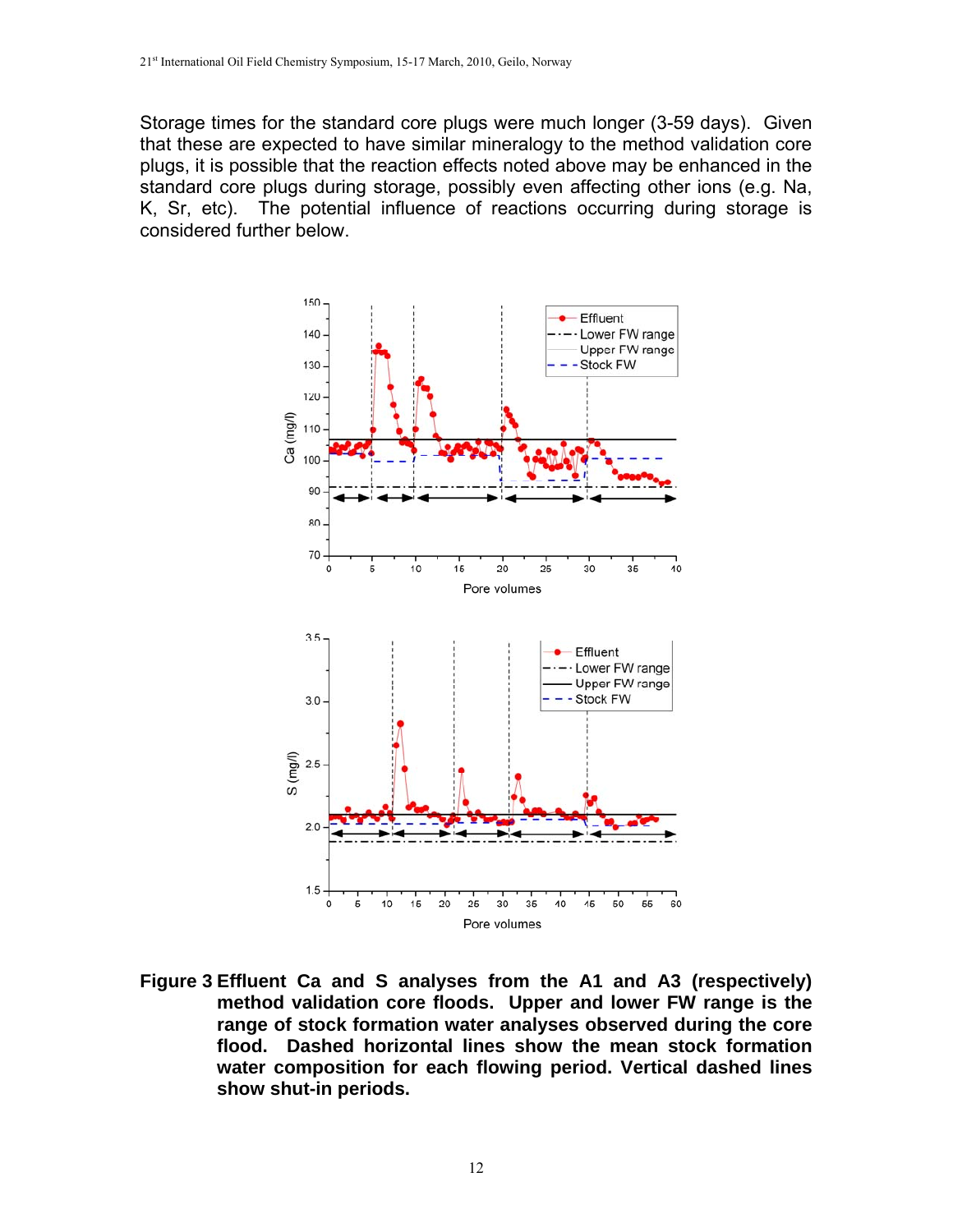Storage times for the standard core plugs were much longer (3-59 days). Given that these are expected to have similar mineralogy to the method validation core plugs, it is possible that the reaction effects noted above may be enhanced in the standard core plugs during storage, possibly even affecting other ions (e.g. Na, K, Sr, etc). The potential influence of reactions occurring during storage is considered further below.

**Figure 3 Effluent Ca and S analyses from the A1 and A3 (respectively) method validation core floods. Upper and lower FW range is the range of stock formation water analyses observed during the core flood. Dashed horizontal lines show the mean stock formation water composition for each flowing period. Vertical dashed lines show shut-in periods.**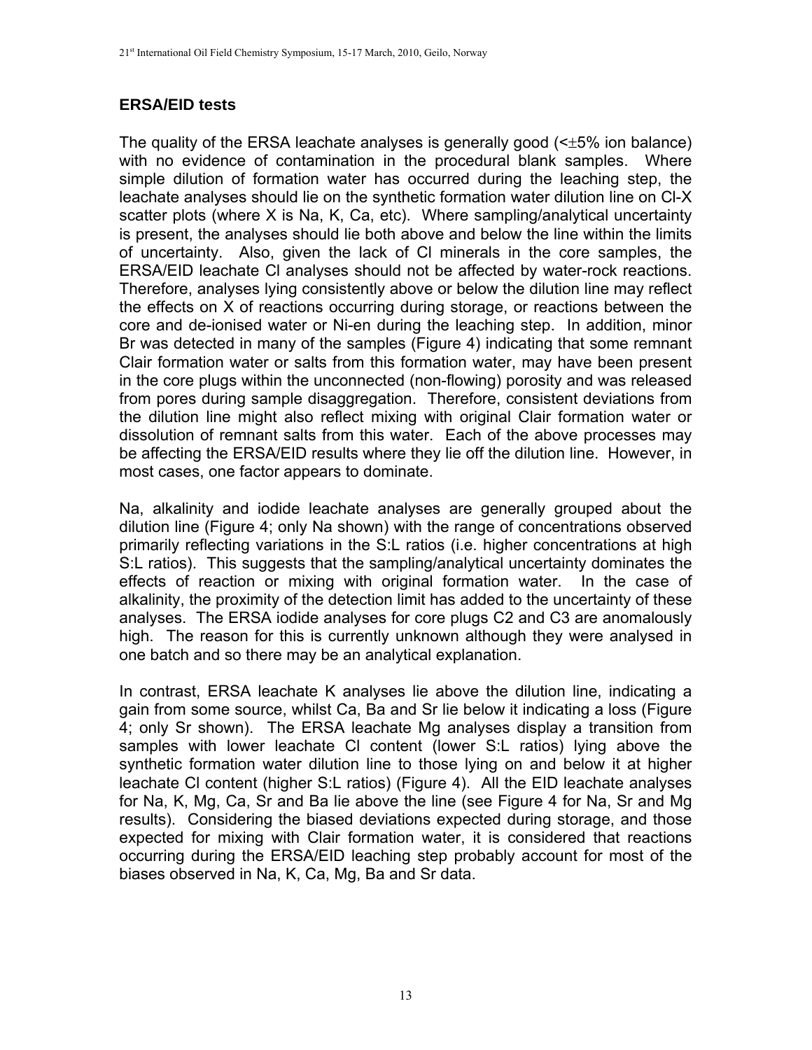## ERSA/EID tests

The quality of the ERSA leachate analyses is generally good (<±5% ion balance) with no evidence of contamination in the procedural blank samples. Where simple dilution of formation water has occurred during the leaching step, the leachate analyses should lie on the synthetic formation water dilution line on Cl-X scatter plots (where X is Na, K, Ca, etc). Where sampling/analytical uncertainty is present, the analyses should lie both above and below the line within the limits of uncertainty. Also, given the lack of Cl minerals in the core samples, the ERSA/EID leachate Cl analyses should not be affected by water-rock reactions. Therefore, analyses lying consistently above or below the dilution line may reflect the effects on X of reactions occurring during storage, or reactions between the core and de-ionised water or Ni-en during the leaching step. In addition, minor Br was detected in many of the samples (Figure 4) indicating that some remnant Clair formation water or salts from this formation water, may have been present in the core plugs within the unconnected (non-flowing) porosity and was released from pores during sample disaggregation. Therefore, consistent deviations from the dilution line might also reflect mixing with original Clair formation water or dissolution of remnant salts from this water. Each of the above processes may be affecting the ERSA/EID results where they lie off the dilution line. However, in most cases, one factor appears to dominate.

Na, alkalinity and iodide leachate analyses are generally grouped about the dilution line (Figure 4; only Na shown) with the range of concentrations observed primarily reflecting variations in the S:L ratios (i.e. higher concentrations at high S:L ratios). This suggests that the sampling/analytical uncertainty dominates the effects of reaction or mixing with original formation water. In the case of alkalinity, the proximity of the detection limit has added to the uncertainty of these analyses. The ERSA iodide analyses for core plugs C2 and C3 are anomalously high. The reason for this is currently unknown although they were analysed in one batch and so there may be an analytical explanation.

In contrast, ERSA leachate K analyses lie above the dilution line, indicating a gain from some source, whilst Ca, Ba and Sr lie below it indicating a loss (Figure 4; only Sr shown). The ERSA leachate Mg analyses display a transition from samples with lower leachate Cl content (lower S:L ratios) lying above the synthetic formation water dilution line to those lying on and below it at higher leachate Cl content (higher S:L ratios) (Figure 4). All the EID leachate analyses for Na, K, Mg, Ca, Sr and Ba lie above the line (see Figure 4 for Na, Sr and Mg results). Considering the biased deviations expected during storage, and those expected for mixing with Clair formation water, it is considered that reactions occurring during the ERSA/EID leaching step probably account for most of the biases observed in Na, K, Ca, Mg, Ba and Sr data.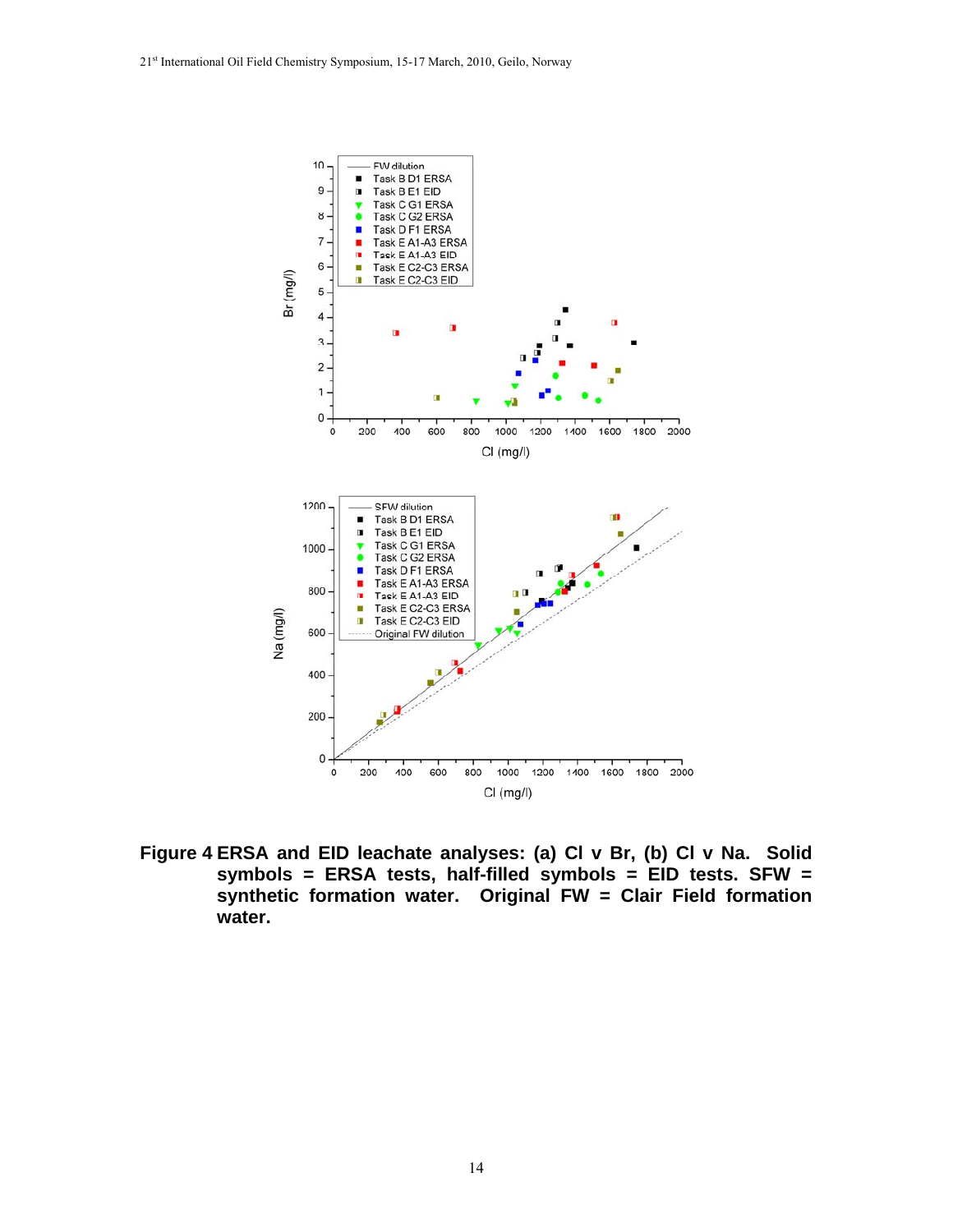**Figure 4** **ERSA and EID leachate analyses: (a) Cl v Br, (b) Cl v Na. Solid symbols = ERSA tests, half-filled symbols = EID tests. SFW = synthetic formation water. Original FW = Clair Field formation water.**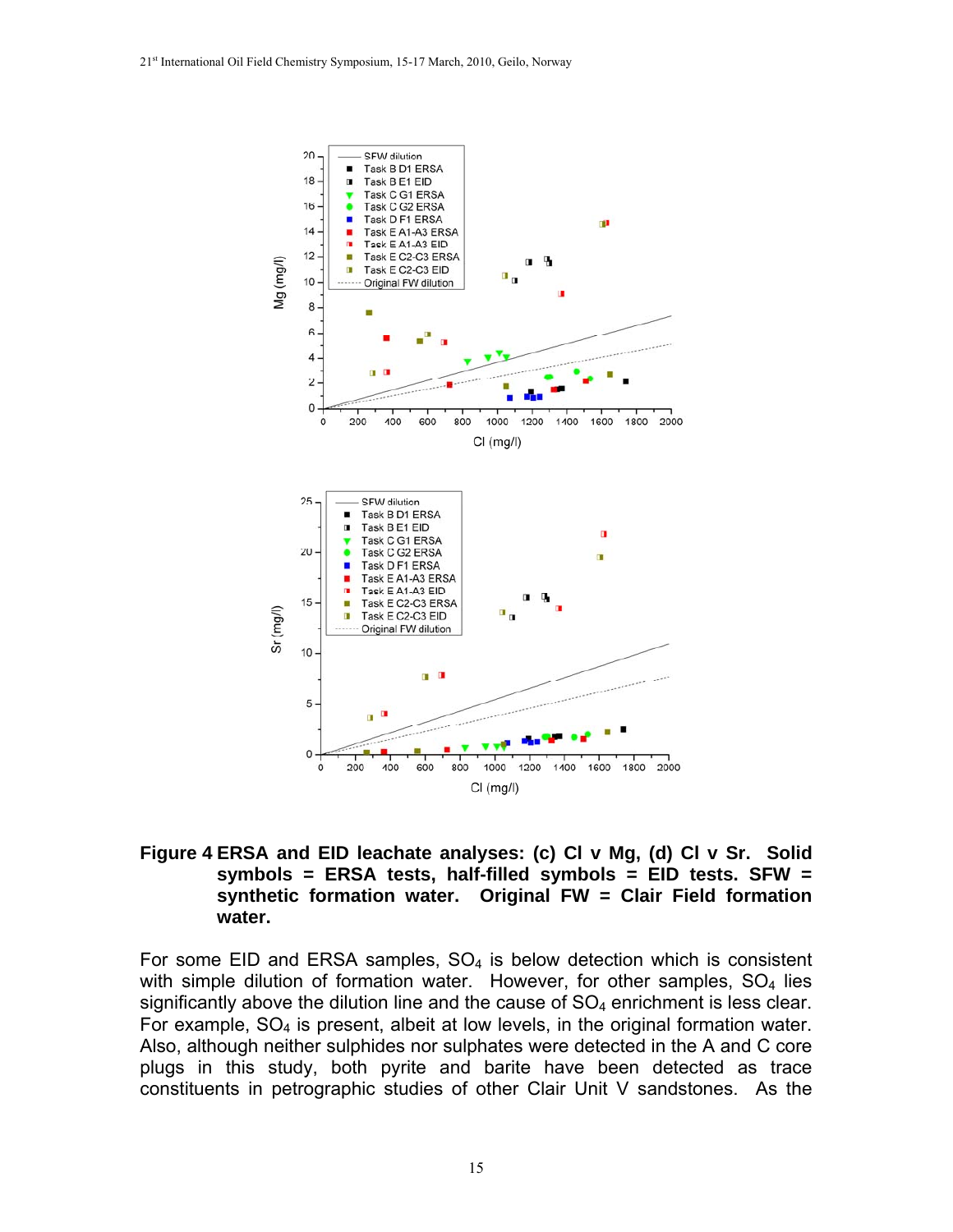**Figure 4 ERSA and EID leachate analyses: (c) Cl v Mg, (d) Cl v Sr. Solid symbols = ERSA tests, half-filled symbols = EID tests. SFW = synthetic formation water. Original FW = Clair Field formation water.**

For some EID and ERSA samples, $SO_4$ is below detection which is consistent with simple dilution of formation water. However, for other samples, $SO_4$ lies significantly above the dilution line and the cause of $SO_4$ enrichment is less clear. For example, $SO_4$ is present, albeit at low levels, in the original formation water. Also, although neither sulphides nor sulphates were detected in the A and C core plugs in this study, both pyrite and barite have been detected as trace constituents in petrographic studies of other Clair Unit V sandstones. As the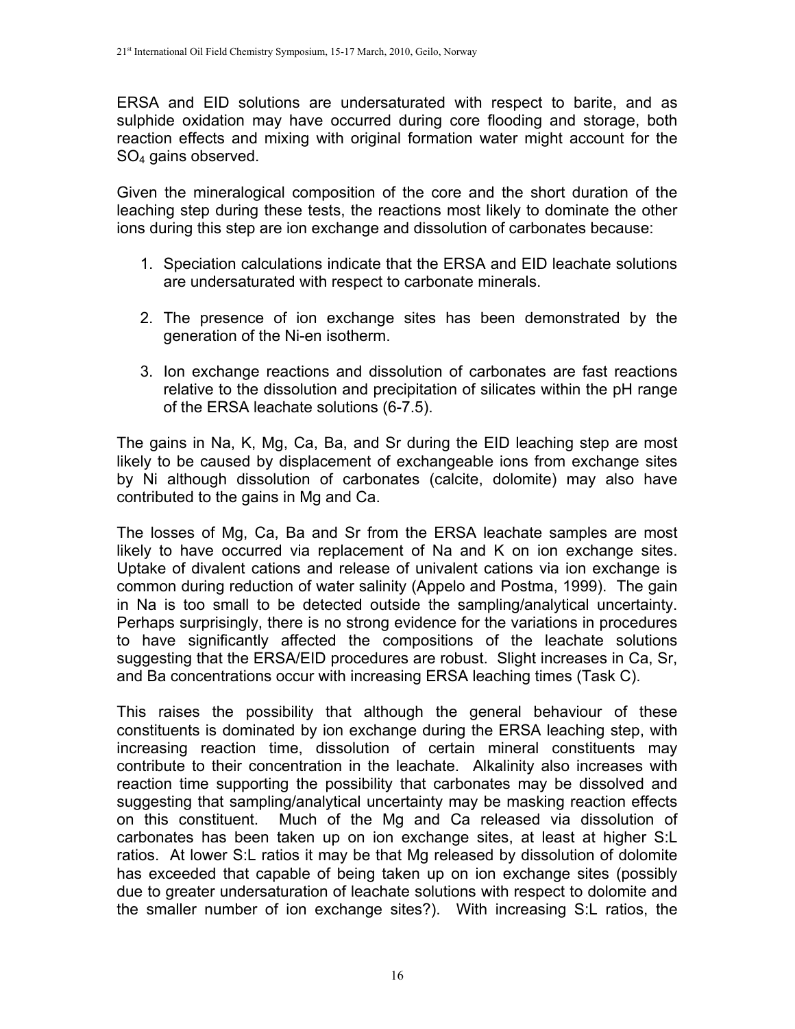ERSA and EID solutions are undersaturated with respect to barite, and as sulphide oxidation may have occurred during core flooding and storage, both reaction effects and mixing with original formation water might account for the $SO_4$ gains observed.

Given the mineralogical composition of the core and the short duration of the leaching step during these tests, the reactions most likely to dominate the other ions during this step are ion exchange and dissolution of carbonates because:

1. Speciation calculations indicate that the ERSA and EID leachate solutions are undersaturated with respect to carbonate minerals.

2. The presence of ion exchange sites has been demonstrated by the generation of the Ni-en isotherm.

3. Ion exchange reactions and dissolution of carbonates are fast reactions relative to the dissolution and precipitation of silicates within the pH range of the ERSA leachate solutions (6-7.5).

The gains in Na, K, Mg, Ca, Ba, and Sr during the EID leaching step are most likely to be caused by displacement of exchangeable ions from exchange sites by Ni although dissolution of carbonates (calcite, dolomite) may also have contributed to the gains in Mg and Ca.

The losses of Mg, Ca, Ba and Sr from the ERSA leachate samples are most likely to have occurred via replacement of Na and K on ion exchange sites. Uptake of divalent cations and release of univalent cations via ion exchange is common during reduction of water salinity (Appelo and Postma, 1999). The gain in Na is too small to be detected outside the sampling/analytical uncertainty. Perhaps surprisingly, there is no strong evidence for the variations in procedures to have significantly affected the compositions of the leachate solutions suggesting that the ERSA/EID procedures are robust. Slight increases in Ca, Sr, and Ba concentrations occur with increasing ERSA leaching times (Task C).

This raises the possibility that although the general behaviour of these constituents is dominated by ion exchange during the ERSA leaching step, with increasing reaction time, dissolution of certain mineral constituents may contribute to their concentration in the leachate. Alkalinity also increases with reaction time supporting the possibility that carbonates may be dissolved and suggesting that sampling/analytical uncertainty may be masking reaction effects on this constituent. Much of the Mg and Ca released via dissolution of carbonates has been taken up on ion exchange sites, at least at higher S:L ratios. At lower S:L ratios it may be that Mg released by dissolution of dolomite has exceeded that capable of being taken up on ion exchange sites (possibly due to greater undersaturation of leachate solutions with respect to dolomite and the smaller number of ion exchange sites?). With increasing S:L ratios, the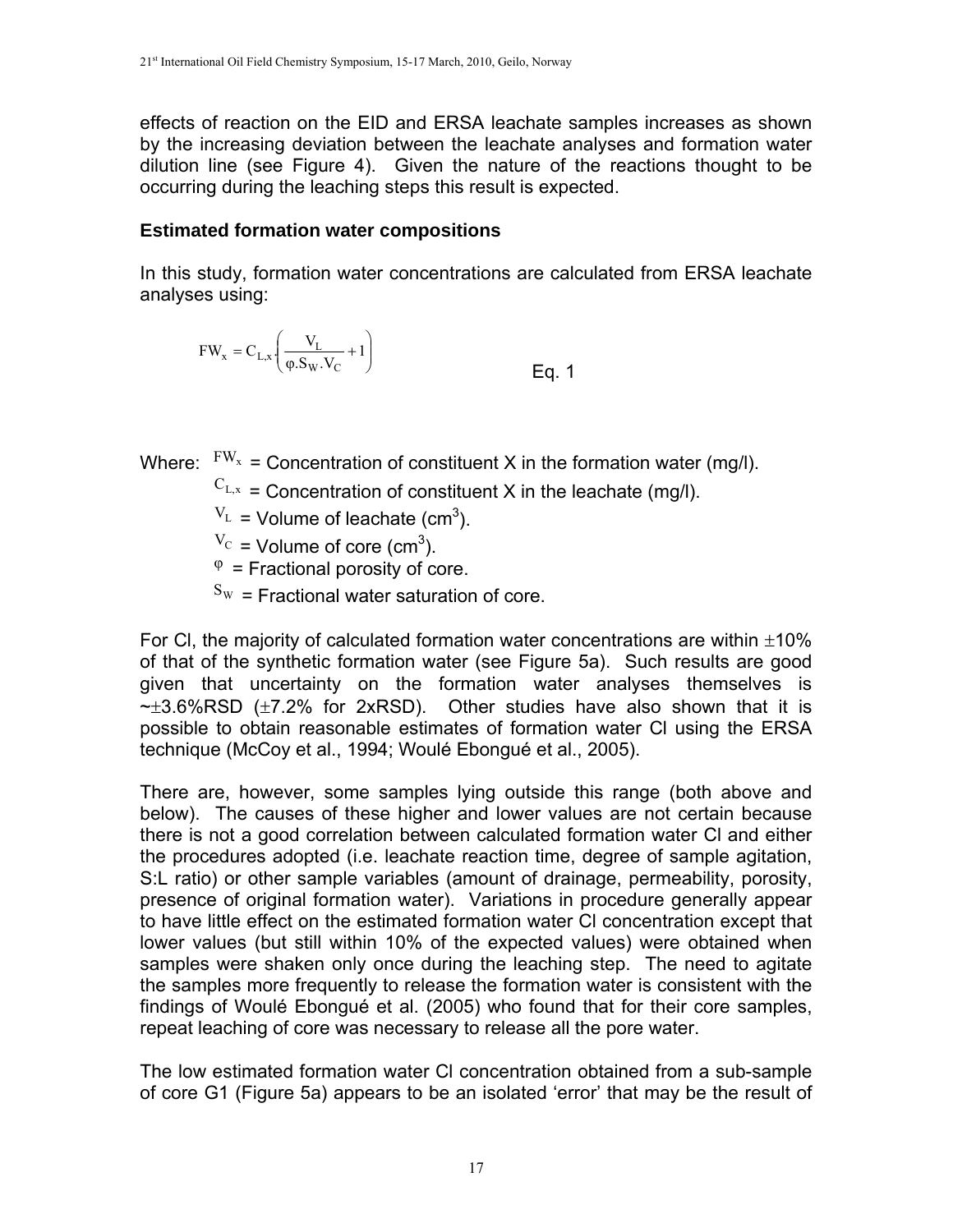effects of reaction on the EID and ERSA leachate samples increases as shown by the increasing deviation between the leachate analyses and formation water dilution line (see Figure 4). Given the nature of the reactions thought to be occurring during the leaching steps this result is expected.

### Estimated formation water compositions

In this study, formation water concentrations are calculated from ERSA leachate analyses using:

$$FW_x = C_{L,x} \cdot \left( \frac{V_L}{\varphi . S_W . V_C} + 1 \right) \qquad \text{Eq. 1}$$

Where: $FW_x$ = Concentration of constituent X in the formation water (mg/l).

$C_{L,x}$ = Concentration of constituent X in the leachate (mg/l).

$V_L$ = Volume of leachate (cm$^3$).

$V_C$ = Volume of core (cm$^3$).

$\varphi$ = Fractional porosity of core.

$S_W$ = Fractional water saturation of core.

For Cl, the majority of calculated formation water concentrations are within ±10% of that of the synthetic formation water (see Figure 5a). Such results are good given that uncertainty on the formation water analyses themselves is ~±3.6%RSD (±7.2% for 2xRSD). Other studies have also shown that it is possible to obtain reasonable estimates of formation water Cl using the ERSA technique (McCoy et al., 1994; Woulé Ebongué et al., 2005).

There are, however, some samples lying outside this range (both above and below). The causes of these higher and lower values are not certain because there is not a good correlation between calculated formation water Cl and either the procedures adopted (i.e. leachate reaction time, degree of sample agitation, S:L ratio) or other sample variables (amount of drainage, permeability, porosity, presence of original formation water). Variations in procedure generally appear to have little effect on the estimated formation water Cl concentration except that lower values (but still within 10% of the expected values) were obtained when samples were shaken only once during the leaching step. The need to agitate the samples more frequently to release the formation water is consistent with the findings of Woulé Ebongué et al. (2005) who found that for their core samples, repeat leaching of core was necessary to release all the pore water.

The low estimated formation water Cl concentration obtained from a sub-sample of core G1 (Figure 5a) appears to be an isolated 'error' that may be the result of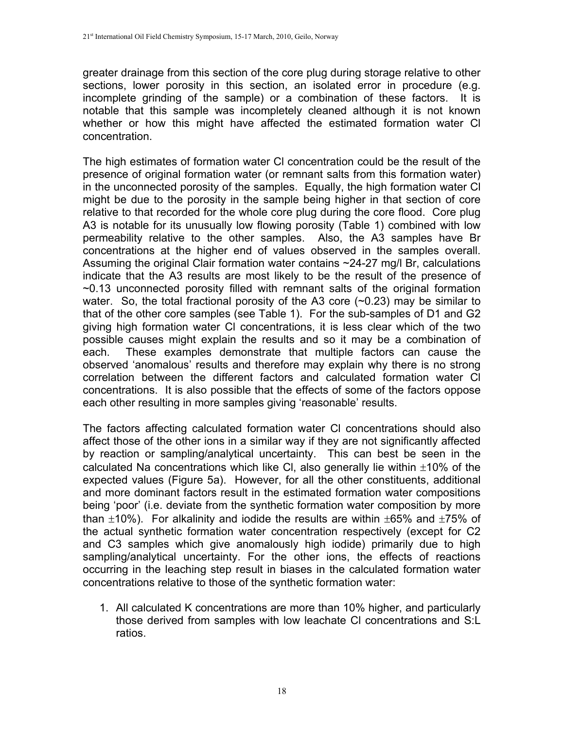greater drainage from this section of the core plug during storage relative to other sections, lower porosity in this section, an isolated error in procedure (e.g. incomplete grinding of the sample) or a combination of these factors. It is notable that this sample was incompletely cleaned although it is not known whether or how this might have affected the estimated formation water Cl concentration.

The high estimates of formation water Cl concentration could be the result of the presence of original formation water (or remnant salts from this formation water) in the unconnected porosity of the samples. Equally, the high formation water Cl might be due to the porosity in the sample being higher in that section of core relative to that recorded for the whole core plug during the core flood. Core plug A3 is notable for its unusually low flowing porosity (Table 1) combined with low permeability relative to the other samples. Also, the A3 samples have Br concentrations at the higher end of values observed in the samples overall. Assuming the original Clair formation water contains ~24-27 mg/l Br, calculations indicate that the A3 results are most likely to be the result of the presence of ~0.13 unconnected porosity filled with remnant salts of the original formation water. So, the total fractional porosity of the A3 core (~0.23) may be similar to that of the other core samples (see Table 1). For the sub-samples of D1 and G2 giving high formation water Cl concentrations, it is less clear which of the two possible causes might explain the results and so it may be a combination of each. These examples demonstrate that multiple factors can cause the observed 'anomalous' results and therefore may explain why there is no strong correlation between the different factors and calculated formation water Cl concentrations. It is also possible that the effects of some of the factors oppose each other resulting in more samples giving 'reasonable' results.

The factors affecting calculated formation water Cl concentrations should also affect those of the other ions in a similar way if they are not significantly affected by reaction or sampling/analytical uncertainty. This can best be seen in the calculated Na concentrations which like Cl, also generally lie within $\pm$10% of the expected values (Figure 5a). However, for all the other constituents, additional and more dominant factors result in the estimated formation water compositions being 'poor' (i.e. deviate from the synthetic formation water composition by more than $\pm$10%). For alkalinity and iodide the results are within $\pm$65% and $\pm$75% of the actual synthetic formation water concentration respectively (except for C2 and C3 samples which give anomalously high iodide) primarily due to high sampling/analytical uncertainty. For the other ions, the effects of reactions occurring in the leaching step result in biases in the calculated formation water concentrations relative to those of the synthetic formation water:

1. All calculated K concentrations are more than 10% higher, and particularly those derived from samples with low leachate Cl concentrations and S:L ratios.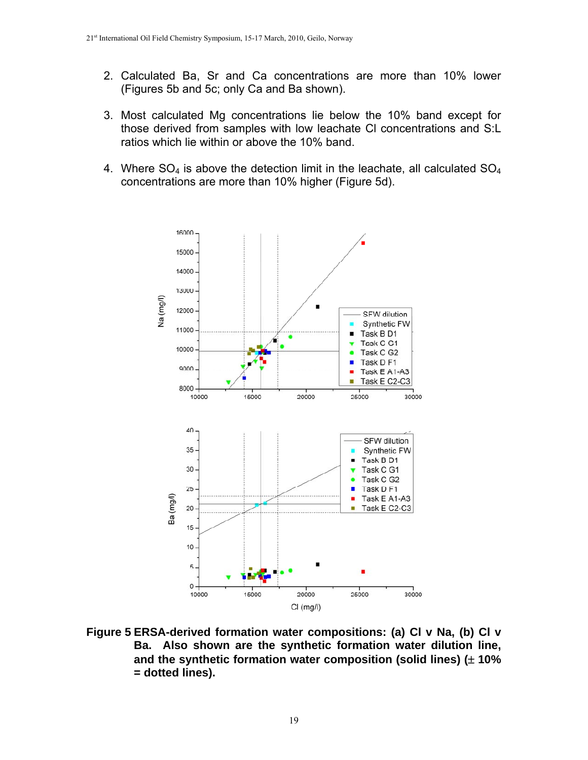2. Calculated Ba, Sr and Ca concentrations are more than 10% lower (Figures 5b and 5c; only Ca and Ba shown).

3. Most calculated Mg concentrations lie below the 10% band except for those derived from samples with low leachate Cl concentrations and S:L ratios which lie within or above the 10% band.

4. Where $SO_4$ is above the detection limit in the leachate, all calculated $SO_4$ concentrations are more than 10% higher (Figure 5d).

**Figure 5 ERSA-derived formation water compositions: (a) Cl v Na, (b) Cl v Ba. Also shown are the synthetic formation water dilution line, and the synthetic formation water composition (solid lines) (± 10% = dotted lines).**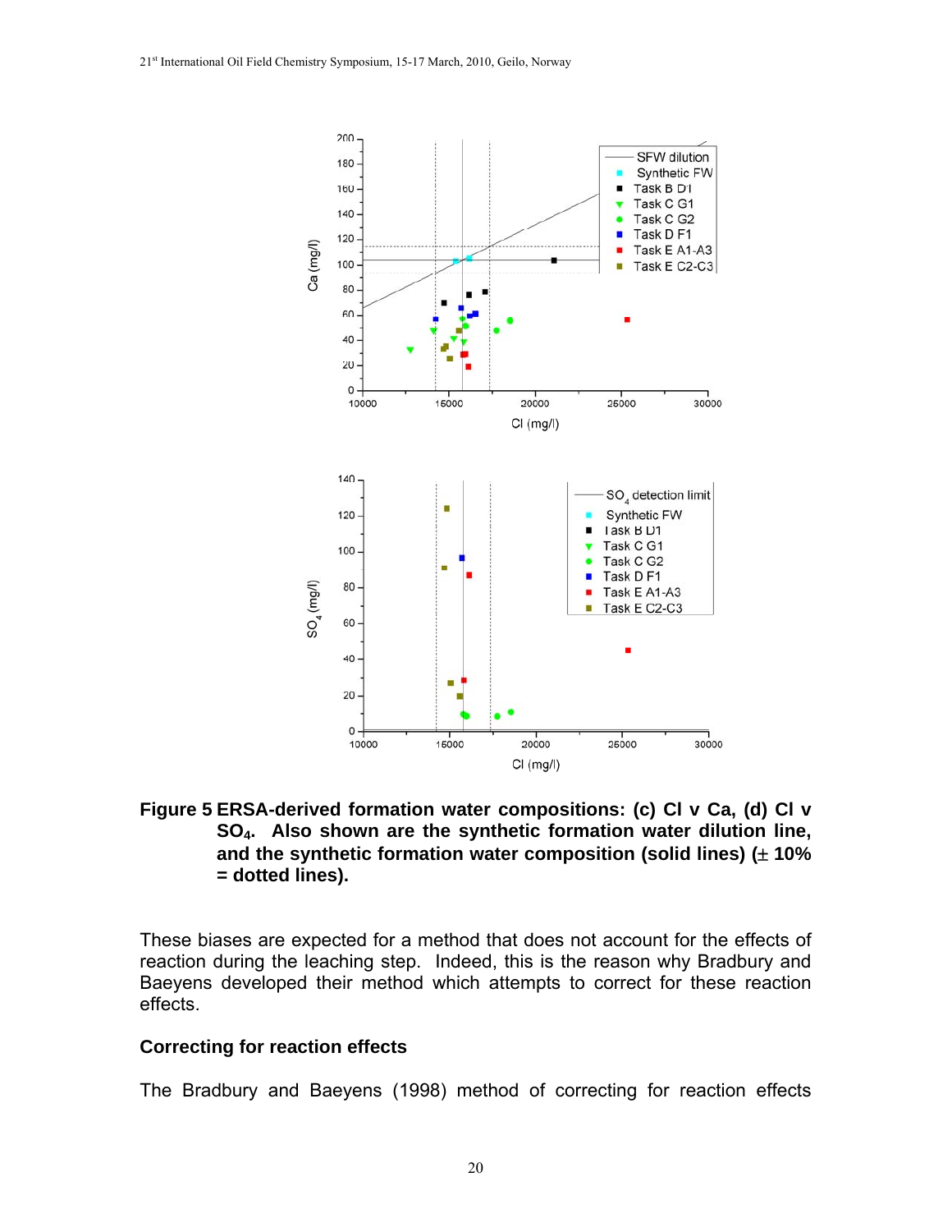**Figure 5 ERSA-derived formation water compositions: (c) Cl v Ca, (d) Cl v $SO_4$. Also shown are the synthetic formation water dilution line, and the synthetic formation water composition (solid lines) (± 10% = dotted lines).**

These biases are expected for a method that does not account for the effects of reaction during the leaching step. Indeed, this is the reason why Bradbury and Baeyens developed their method which attempts to correct for these reaction effects.

### Correcting for reaction effects

The Bradbury and Baeyens (1998) method of correcting for reaction effects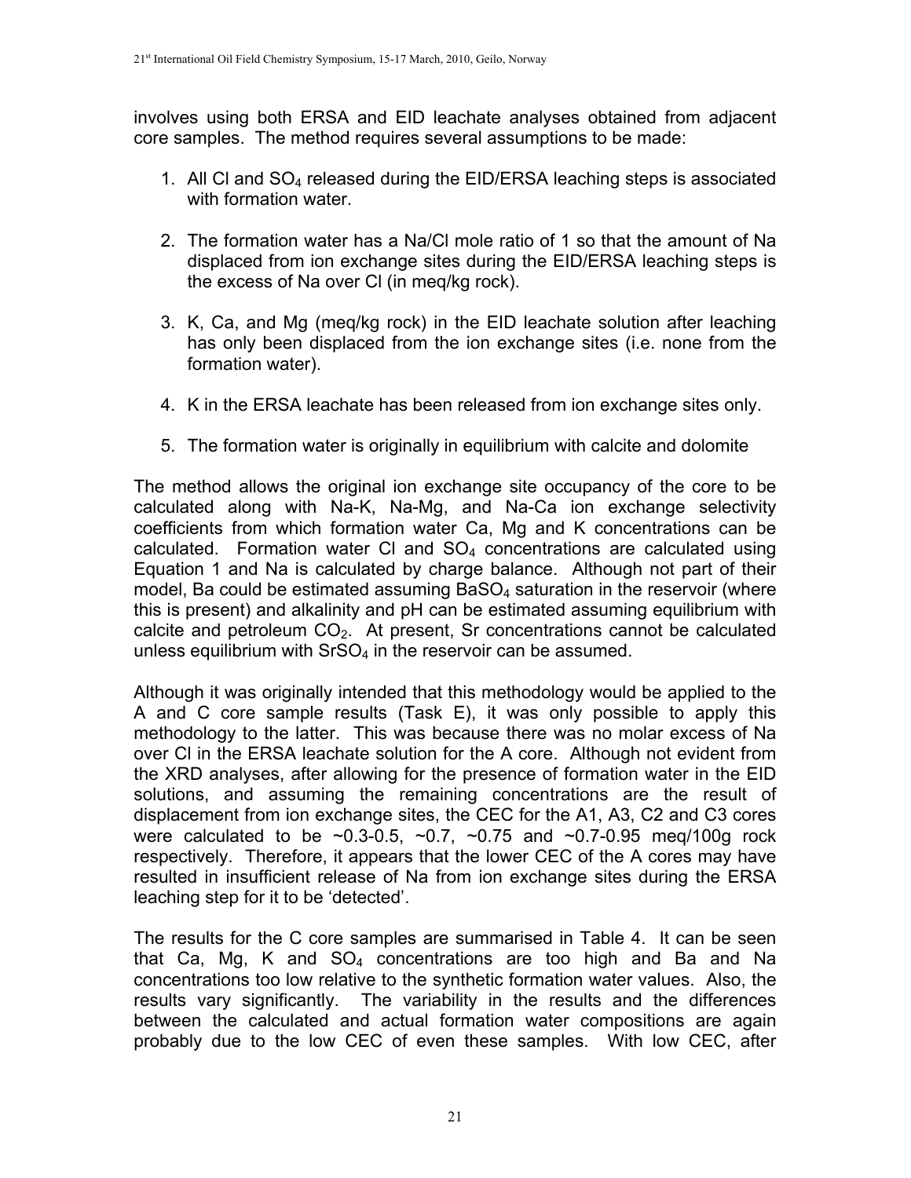involves using both ERSA and EID leachate analyses obtained from adjacent core samples. The method requires several assumptions to be made:

1. All Cl and $SO_4$ released during the EID/ERSA leaching steps is associated with formation water.

2. The formation water has a Na/Cl mole ratio of 1 so that the amount of Na displaced from ion exchange sites during the EID/ERSA leaching steps is the excess of Na over Cl (in meq/kg rock).

3. K, Ca, and Mg (meq/kg rock) in the EID leachate solution after leaching has only been displaced from the ion exchange sites (i.e. none from the formation water).

4. K in the ERSA leachate has been released from ion exchange sites only.

5. The formation water is originally in equilibrium with calcite and dolomite

The method allows the original ion exchange site occupancy of the core to be calculated along with Na-K, Na-Mg, and Na-Ca ion exchange selectivity coefficients from which formation water Ca, Mg and K concentrations can be calculated. Formation water Cl and $SO_4$ concentrations are calculated using Equation 1 and Na is calculated by charge balance. Although not part of their model, Ba could be estimated assuming $BaSO_4$ saturation in the reservoir (where this is present) and alkalinity and pH can be estimated assuming equilibrium with calcite and petroleum $CO_2$. At present, Sr concentrations cannot be calculated unless equilibrium with $SrSO_4$ in the reservoir can be assumed.

Although it was originally intended that this methodology would be applied to the A and C core sample results (Task E), it was only possible to apply this methodology to the latter. This was because there was no molar excess of Na over Cl in the ERSA leachate solution for the A core. Although not evident from the XRD analyses, after allowing for the presence of formation water in the EID solutions, and assuming the remaining concentrations are the result of displacement from ion exchange sites, the CEC for the A1, A3, C2 and C3 cores were calculated to be ~0.3-0.5, ~0.7, ~0.75 and ~0.7-0.95 meq/100g rock respectively. Therefore, it appears that the lower CEC of the A cores may have resulted in insufficient release of Na from ion exchange sites during the ERSA leaching step for it to be 'detected'.

The results for the C core samples are summarised in Table 4. It can be seen that Ca, Mg, K and $SO_4$ concentrations are too high and Ba and Na concentrations too low relative to the synthetic formation water values. Also, the results vary significantly. The variability in the results and the differences between the calculated and actual formation water compositions are again probably due to the low CEC of even these samples. With low CEC, after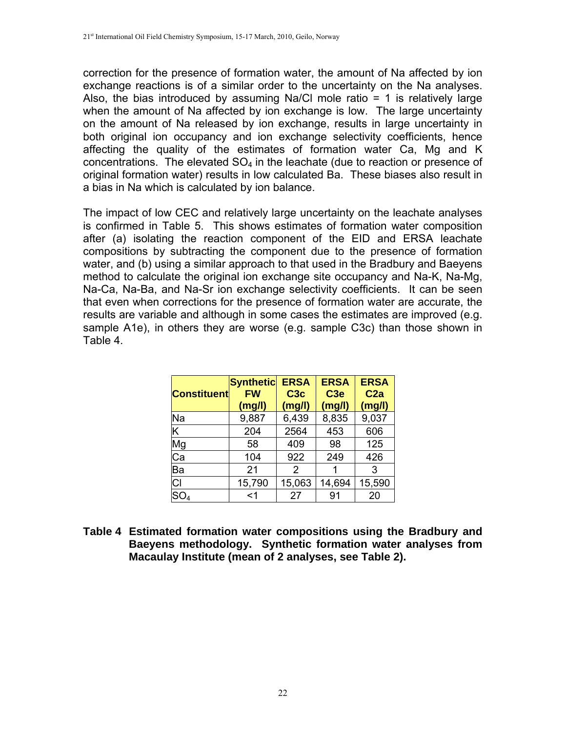correction for the presence of formation water, the amount of Na affected by ion exchange reactions is of a similar order to the uncertainty on the Na analyses. Also, the bias introduced by assuming Na/Cl mole ratio = 1 is relatively large when the amount of Na affected by ion exchange is low. The large uncertainty on the amount of Na released by ion exchange, results in large uncertainty in both original ion occupancy and ion exchange selectivity coefficients, hence affecting the quality of the estimates of formation water Ca, Mg and K concentrations. The elevated $SO_4$ in the leachate (due to reaction or presence of original formation water) results in low calculated Ba. These biases also result in a bias in Na which is calculated by ion balance.

The impact of low CEC and relatively large uncertainty on the leachate analyses is confirmed in Table 5. This shows estimates of formation water composition after (a) isolating the reaction component of the EID and ERSA leachate compositions by subtracting the component due to the presence of formation water, and (b) using a similar approach to that used in the Bradbury and Baeyens method to calculate the original ion exchange site occupancy and Na-K, Na-Mg, Na-Ca, Na-Ba, and Na-Sr ion exchange selectivity coefficients. It can be seen that even when corrections for the presence of formation water are accurate, the results are variable and although in some cases the estimates are improved (e.g. sample A1e), in others they are worse (e.g. sample C3c) than those shown in Table 4.

| Constituent | Synthetic FW (mg/l) | ERSA C3c (mg/l) | ERSA C3e (mg/l) | ERSA C2a (mg/l) |
|---|---|---|---|---|
| Na | 9,887 | 6,439 | 8,835 | 9,037 |
| K | 204 | 2564 | 453 | 606 |
| Mg | 58 | 409 | 98 | 125 |
| Ca | 104 | 922 | 249 | 426 |
| Ba | 21 | 2 | 1 | 3 |
| Cl | 15,790 | 15,063 | 14,694 | 15,590 |
| $SO_4$ | <1 | 27 | 91 | 20 |

**Table 4 Estimated formation water compositions using the Bradbury and Baeyens methodology. Synthetic formation water analyses from Macaulay Institute (mean of 2 analyses, see Table 2).**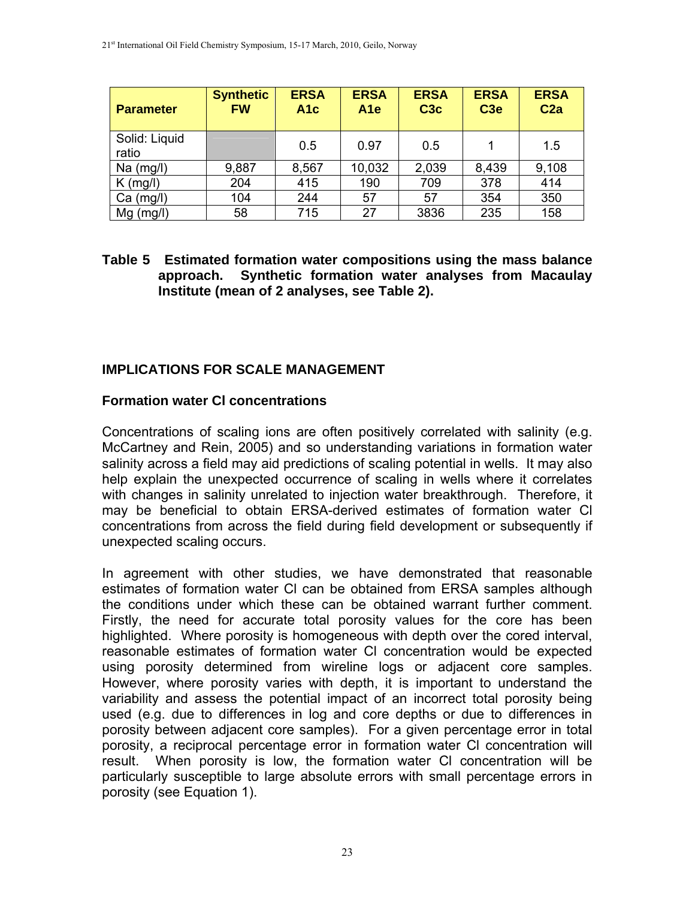| Parameter | Synthetic FW | ERSA A1c | ERSA A1e | ERSA C3c | ERSA C3e | ERSA C2a |
|---|---|---|---|---|---|---|
| Solid: Liquid ratio | | 0.5 | 0.97 | 0.5 | 1 | 1.5 |
| Na (mg/l) | 9,887 | 8,567 | 10,032 | 2,039 | 8,439 | 9,108 |
| K (mg/l) | 204 | 415 | 190 | 709 | 378 | 414 |
| Ca (mg/l) | 104 | 244 | 57 | 57 | 354 | 350 |
| Mg (mg/l) | 58 | 715 | 27 | 3836 | 235 | 158 |

**Table 5 Estimated formation water compositions using the mass balance approach. Synthetic formation water analyses from Macaulay Institute (mean of 2 analyses, see Table 2).**

## IMPLICATIONS FOR SCALE MANAGEMENT

### Formation water Cl concentrations

Concentrations of scaling ions are often positively correlated with salinity (e.g. McCartney and Rein, 2005) and so understanding variations in formation water salinity across a field may aid predictions of scaling potential in wells. It may also help explain the unexpected occurrence of scaling in wells where it correlates with changes in salinity unrelated to injection water breakthrough. Therefore, it may be beneficial to obtain ERSA-derived estimates of formation water Cl concentrations from across the field during field development or subsequently if unexpected scaling occurs.

In agreement with other studies, we have demonstrated that reasonable estimates of formation water Cl can be obtained from ERSA samples although the conditions under which these can be obtained warrant further comment. Firstly, the need for accurate total porosity values for the core has been highlighted. Where porosity is homogeneous with depth over the cored interval, reasonable estimates of formation water Cl concentration would be expected using porosity determined from wireline logs or adjacent core samples. However, where porosity varies with depth, it is important to understand the variability and assess the potential impact of an incorrect total porosity being used (e.g. due to differences in log and core depths or due to differences in porosity between adjacent core samples). For a given percentage error in total porosity, a reciprocal percentage error in formation water Cl concentration will result. When porosity is low, the formation water Cl concentration will be particularly susceptible to large absolute errors with small percentage errors in porosity (see Equation 1).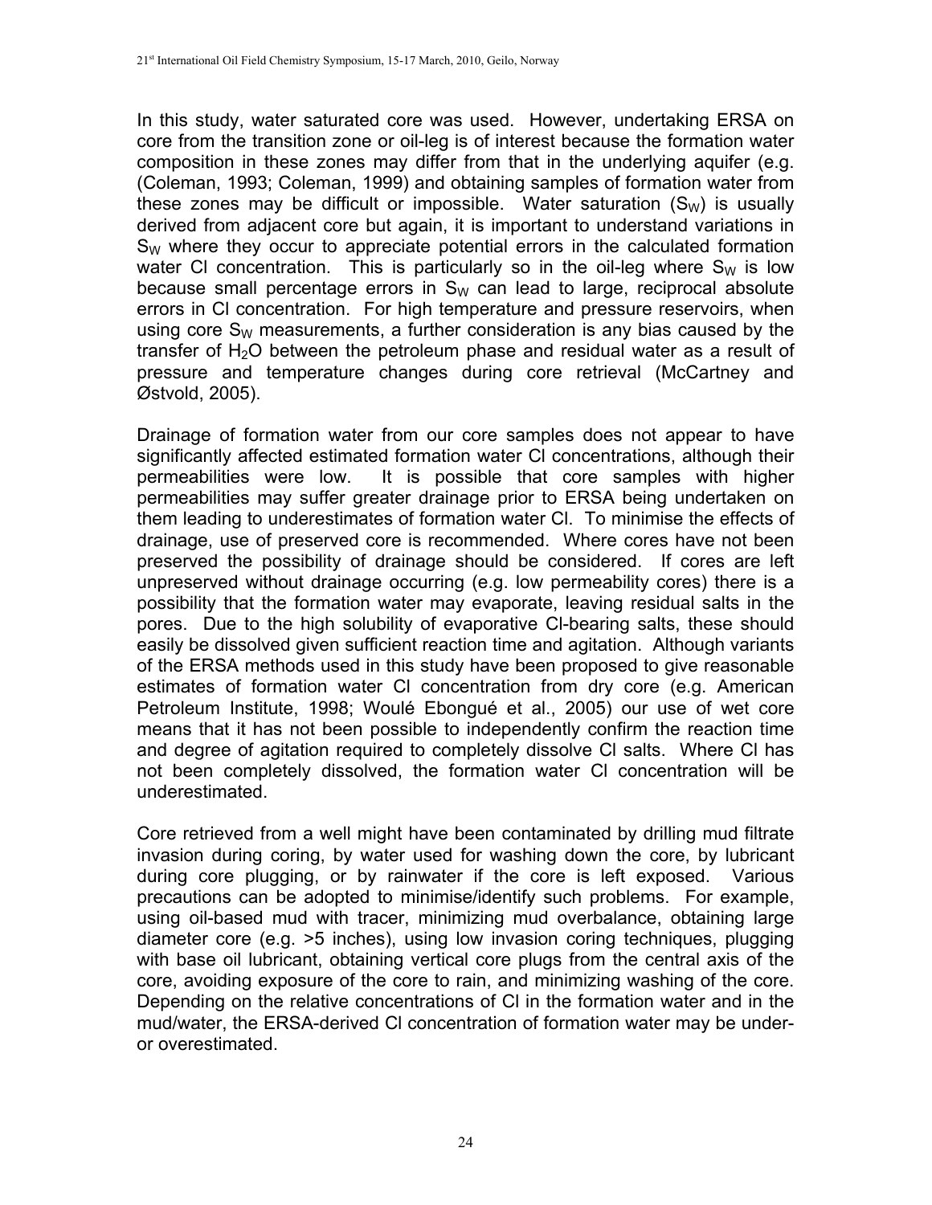In this study, water saturated core was used. However, undertaking ERSA on core from the transition zone or oil-leg is of interest because the formation water composition in these zones may differ from that in the underlying aquifer (e.g. (Coleman, 1993; Coleman, 1999) and obtaining samples of formation water from these zones may be difficult or impossible. Water saturation ($S_W$) is usually derived from adjacent core but again, it is important to understand variations in $S_W$ where they occur to appreciate potential errors in the calculated formation water Cl concentration. This is particularly so in the oil-leg where $S_W$ is low because small percentage errors in $S_W$ can lead to large, reciprocal absolute errors in Cl concentration. For high temperature and pressure reservoirs, when using core $S_W$ measurements, a further consideration is any bias caused by the transfer of $H_2O$ between the petroleum phase and residual water as a result of pressure and temperature changes during core retrieval (McCartney and Østvold, 2005).

Drainage of formation water from our core samples does not appear to have significantly affected estimated formation water Cl concentrations, although their permeabilities were low. It is possible that core samples with higher permeabilities may suffer greater drainage prior to ERSA being undertaken on them leading to underestimates of formation water Cl. To minimise the effects of drainage, use of preserved core is recommended. Where cores have not been preserved the possibility of drainage should be considered. If cores are left unpreserved without drainage occurring (e.g. low permeability cores) there is a possibility that the formation water may evaporate, leaving residual salts in the pores. Due to the high solubility of evaporative Cl-bearing salts, these should easily be dissolved given sufficient reaction time and agitation. Although variants of the ERSA methods used in this study have been proposed to give reasonable estimates of formation water Cl concentration from dry core (e.g. American Petroleum Institute, 1998; Woulé Ebongué et al., 2005) our use of wet core means that it has not been possible to independently confirm the reaction time and degree of agitation required to completely dissolve Cl salts. Where Cl has not been completely dissolved, the formation water Cl concentration will be underestimated.

Core retrieved from a well might have been contaminated by drilling mud filtrate invasion during coring, by water used for washing down the core, by lubricant during core plugging, or by rainwater if the core is left exposed. Various precautions can be adopted to minimise/identify such problems. For example, using oil-based mud with tracer, minimizing mud overbalance, obtaining large diameter core (e.g. >5 inches), using low invasion coring techniques, plugging with base oil lubricant, obtaining vertical core plugs from the central axis of the core, avoiding exposure of the core to rain, and minimizing washing of the core. Depending on the relative concentrations of Cl in the formation water and in the mud/water, the ERSA-derived Cl concentration of formation water may be under- or overestimated.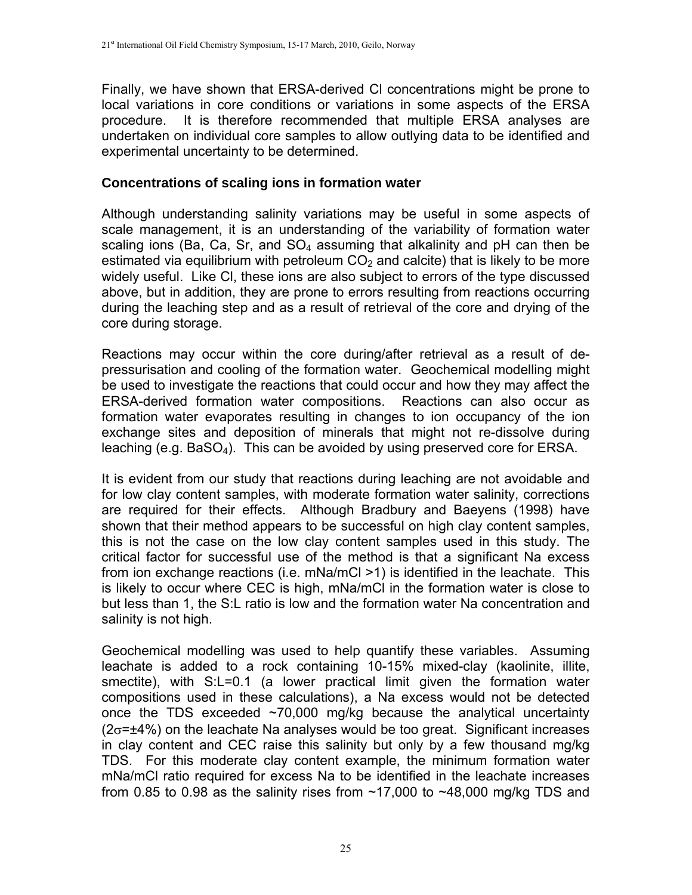Finally, we have shown that ERSA-derived Cl concentrations might be prone to local variations in core conditions or variations in some aspects of the ERSA procedure. It is therefore recommended that multiple ERSA analyses are undertaken on individual core samples to allow outlying data to be identified and experimental uncertainty to be determined.

### Concentrations of scaling ions in formation water

Although understanding salinity variations may be useful in some aspects of scale management, it is an understanding of the variability of formation water scaling ions (Ba, Ca, Sr, and $SO_4$ assuming that alkalinity and pH can then be estimated via equilibrium with petroleum $CO_2$ and calcite) that is likely to be more widely useful. Like Cl, these ions are also subject to errors of the type discussed above, but in addition, they are prone to errors resulting from reactions occurring during the leaching step and as a result of retrieval of the core and drying of the core during storage.

Reactions may occur within the core during/after retrieval as a result of de-pressurisation and cooling of the formation water. Geochemical modelling might be used to investigate the reactions that could occur and how they may affect the ERSA-derived formation water compositions. Reactions can also occur as formation water evaporates resulting in changes to ion occupancy of the ion exchange sites and deposition of minerals that might not re-dissolve during leaching (e.g. $BaSO_4$). This can be avoided by using preserved core for ERSA.

It is evident from our study that reactions during leaching are not avoidable and for low clay content samples, with moderate formation water salinity, corrections are required for their effects. Although Bradbury and Baeyens (1998) have shown that their method appears to be successful on high clay content samples, this is not the case on the low clay content samples used in this study. The critical factor for successful use of the method is that a significant Na excess from ion exchange reactions (i.e. mNa/mCl >1) is identified in the leachate. This is likely to occur where CEC is high, mNa/mCl in the formation water is close to but less than 1, the S:L ratio is low and the formation water Na concentration and salinity is not high.

Geochemical modelling was used to help quantify these variables. Assuming leachate is added to a rock containing 10-15% mixed-clay (kaolinite, illite, smectite), with S:L=0.1 (a lower practical limit given the formation water compositions used in these calculations), a Na excess would not be detected once the TDS exceeded ~70,000 mg/kg because the analytical uncertainty ($2\sigma$=±4%) on the leachate Na analyses would be too great. Significant increases in clay content and CEC raise this salinity but only by a few thousand mg/kg TDS. For this moderate clay content example, the minimum formation water mNa/mCl ratio required for excess Na to be identified in the leachate increases from 0.85 to 0.98 as the salinity rises from ~17,000 to ~48,000 mg/kg TDS and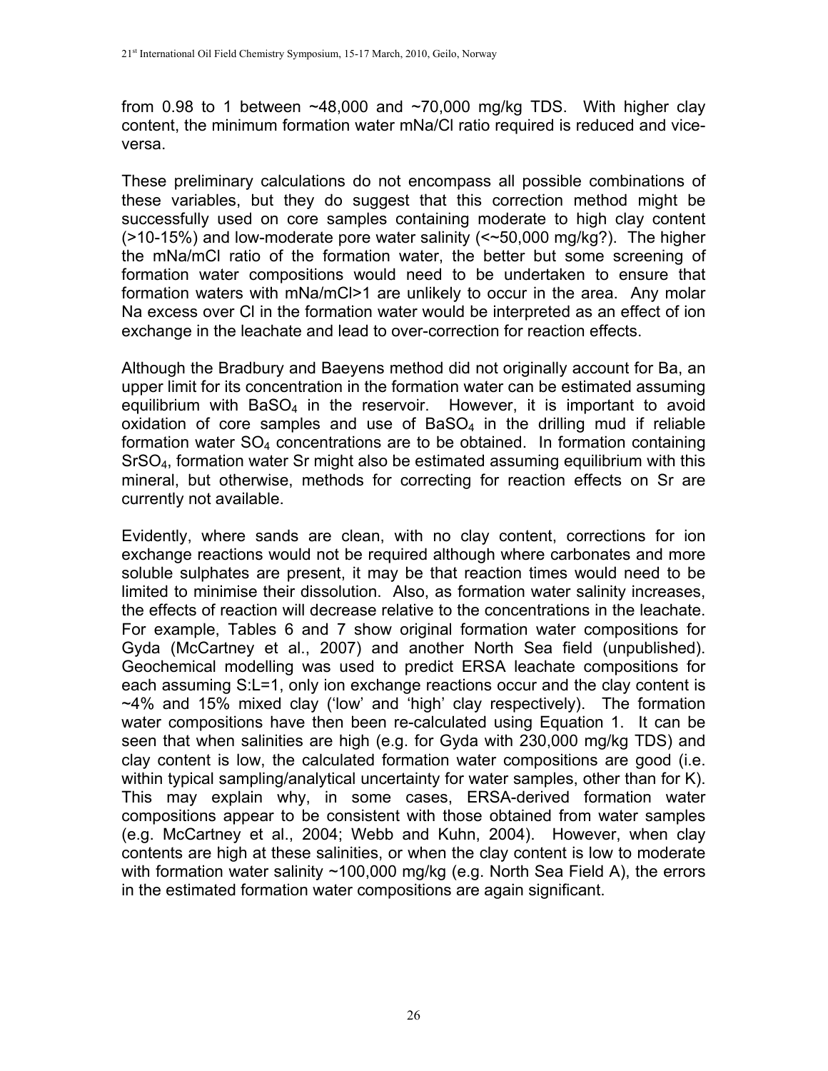from 0.98 to 1 between ~48,000 and ~70,000 mg/kg TDS. With higher clay content, the minimum formation water mNa/Cl ratio required is reduced and vice-versa.

These preliminary calculations do not encompass all possible combinations of these variables, but they do suggest that this correction method might be successfully used on core samples containing moderate to high clay content (>10-15%) and low-moderate pore water salinity (<~50,000 mg/kg?). The higher the mNa/mCl ratio of the formation water, the better but some screening of formation water compositions would need to be undertaken to ensure that formation waters with mNa/mCl>1 are unlikely to occur in the area. Any molar Na excess over Cl in the formation water would be interpreted as an effect of ion exchange in the leachate and lead to over-correction for reaction effects.

Although the Bradbury and Baeyens method did not originally account for Ba, an upper limit for its concentration in the formation water can be estimated assuming equilibrium with $BaSO_4$ in the reservoir. However, it is important to avoid oxidation of core samples and use of $BaSO_4$ in the drilling mud if reliable formation water $SO_4$ concentrations are to be obtained. In formation containing $SrSO_4$, formation water Sr might also be estimated assuming equilibrium with this mineral, but otherwise, methods for correcting for reaction effects on Sr are currently not available.

Evidently, where sands are clean, with no clay content, corrections for ion exchange reactions would not be required although where carbonates and more soluble sulphates are present, it may be that reaction times would need to be limited to minimise their dissolution. Also, as formation water salinity increases, the effects of reaction will decrease relative to the concentrations in the leachate. For example, Tables 6 and 7 show original formation water compositions for Gyda (McCartney et al., 2007) and another North Sea field (unpublished). Geochemical modelling was used to predict ERSA leachate compositions for each assuming S:L=1, only ion exchange reactions occur and the clay content is ~4% and 15% mixed clay ('low' and 'high' clay respectively). The formation water compositions have then been re-calculated using Equation 1. It can be seen that when salinities are high (e.g. for Gyda with 230,000 mg/kg TDS) and clay content is low, the calculated formation water compositions are good (i.e. within typical sampling/analytical uncertainty for water samples, other than for K). This may explain why, in some cases, ERSA-derived formation water compositions appear to be consistent with those obtained from water samples (e.g. McCartney et al., 2004; Webb and Kuhn, 2004). However, when clay contents are high at these salinities, or when the clay content is low to moderate with formation water salinity ~100,000 mg/kg (e.g. North Sea Field A), the errors in the estimated formation water compositions are again significant.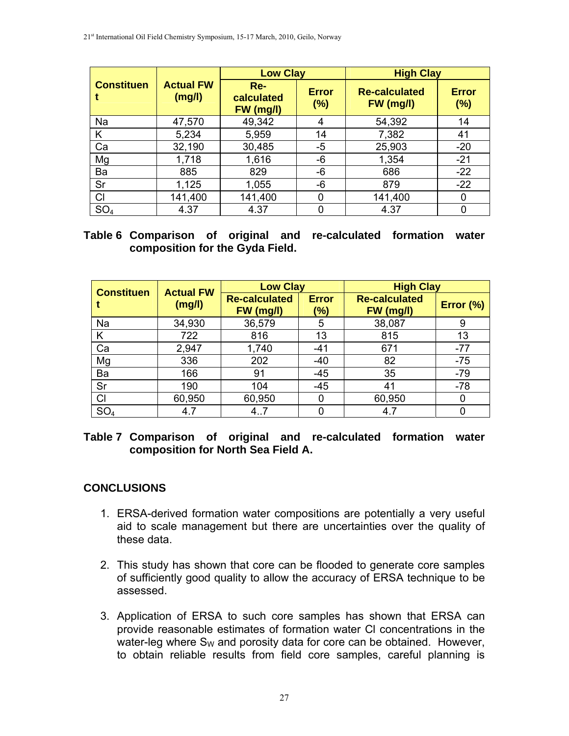| Constituent | Actual FW (mg/l) | Low Clay | | High Clay | |
|---|---|---|---|---|---|
| | | Re-calculated FW (mg/l) | Error (%) | Re-calculated FW (mg/l) | Error (%) |
| Na | 47,570 | 49,342 | 4 | 54,392 | 14 |
| K | 5,234 | 5,959 | 14 | 7,382 | 41 |
| Ca | 32,190 | 30,485 | -5 | 25,903 | -20 |
| Mg | 1,718 | 1,616 | -6 | 1,354 | -21 |
| Ba | 885 | 829 | -6 | 686 | -22 |
| Sr | 1,125 | 1,055 | -6 | 879 | -22 |
| Cl | 141,400 | 141,400 | 0 | 141,400 | 0 |
| $SO_4$ | 4.37 | 4.37 | 0 | 4.37 | 0 |

**Table 6 Comparison of original and re-calculated formation water composition for the Gyda Field.**

| Constituent | Actual FW (mg/l) | Low Clay | | High Clay | |
|---|---|---|---|---|---|
| | | Re-calculated FW (mg/l) | Error (%) | Re-calculated FW (mg/l) | Error (%) |
| Na | 34,930 | 36,579 | 5 | 38,087 | 9 |
| K | 722 | 816 | 13 | 815 | 13 |
| Ca | 2,947 | 1,740 | -41 | 671 | -77 |
| Mg | 336 | 202 | -40 | 82 | -75 |
| Ba | 166 | 91 | -45 | 35 | -79 |
| Sr | 190 | 104 | -45 | 41 | -78 |
| Cl | 60,950 | 60,950 | 0 | 60,950 | 0 |
| $SO_4$ | 4.7 | 4..7 | 0 | 4.7 | 0 |

**Table 7 Comparison of original and re-calculated formation water composition for North Sea Field A.**

## CONCLUSIONS

1. ERSA-derived formation water compositions are potentially a very useful aid to scale management but there are uncertainties over the quality of these data.

2. This study has shown that core can be flooded to generate core samples of sufficiently good quality to allow the accuracy of ERSA technique to be assessed.

3. Application of ERSA to such core samples has shown that ERSA can provide reasonable estimates of formation water Cl concentrations in the water-leg where $S_W$ and porosity data for core can be obtained. However, to obtain reliable results from field core samples, careful planning is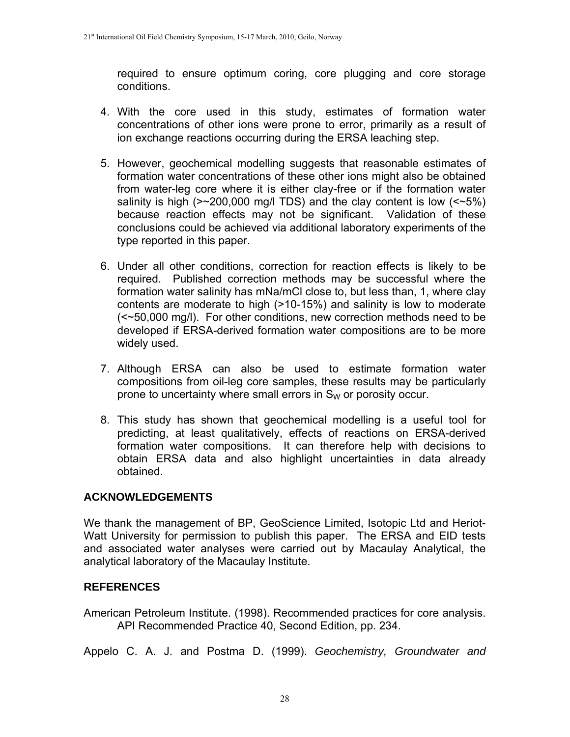required to ensure optimum coring, core plugging and core storage conditions.

4. With the core used in this study, estimates of formation water concentrations of other ions were prone to error, primarily as a result of ion exchange reactions occurring during the ERSA leaching step.

5. However, geochemical modelling suggests that reasonable estimates of formation water concentrations of these other ions might also be obtained from water-leg core where it is either clay-free or if the formation water salinity is high (>~200,000 mg/l TDS) and the clay content is low (<~5%) because reaction effects may not be significant. Validation of these conclusions could be achieved via additional laboratory experiments of the type reported in this paper.

6. Under all other conditions, correction for reaction effects is likely to be required. Published correction methods may be successful where the formation water salinity has mNa/mCl close to, but less than, 1, where clay contents are moderate to high (>10-15%) and salinity is low to moderate (<~50,000 mg/l). For other conditions, new correction methods need to be developed if ERSA-derived formation water compositions are to be more widely used.

7. Although ERSA can also be used to estimate formation water compositions from oil-leg core samples, these results may be particularly prone to uncertainty where small errors in $S_W$ or porosity occur.

8. This study has shown that geochemical modelling is a useful tool for predicting, at least qualitatively, effects of reactions on ERSA-derived formation water compositions. It can therefore help with decisions to obtain ERSA data and also highlight uncertainties in data already obtained.

## ACKNOWLEDGEMENTS

We thank the management of BP, GeoScience Limited, Isotopic Ltd and Heriot-Watt University for permission to publish this paper. The ERSA and EID tests and associated water analyses were carried out by Macaulay Analytical, the analytical laboratory of the Macaulay Institute.

## REFERENCES

American Petroleum Institute. (1998). Recommended practices for core analysis. API Recommended Practice 40, Second Edition, pp. 234.

Appelo C. A. J. and Postma D. (1999). *Geochemistry, Groundwater and*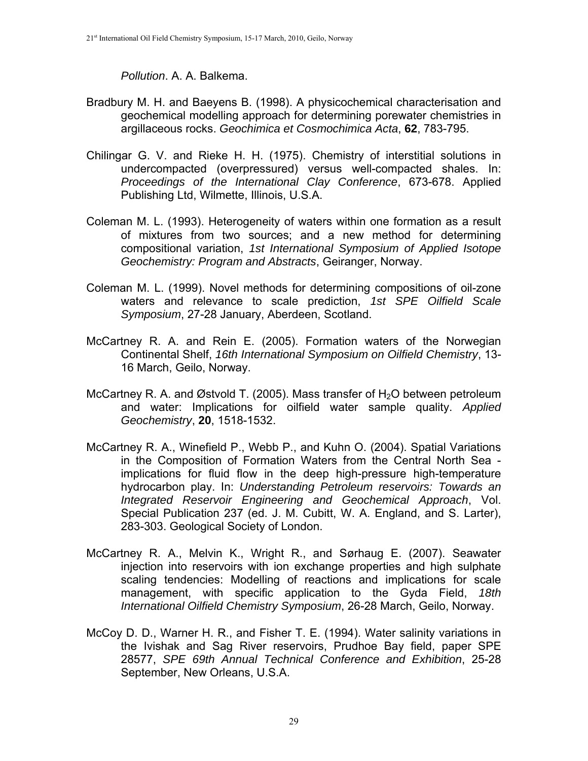*Pollution*. A. A. Balkema.

Bradbury M. H. and Baeyens B. (1998). A physicochemical characterisation and geochemical modelling approach for determining porewater chemistries in argillaceous rocks. *Geochimica et Cosmochimica Acta*, **62**, 783-795.

Chilingar G. V. and Rieke H. H. (1975). Chemistry of interstitial solutions in undercompacted (overpressured) versus well-compacted shales. In: *Proceedings of the International Clay Conference*, 673-678. Applied Publishing Ltd, Wilmette, Illinois, U.S.A.

Coleman M. L. (1993). Heterogeneity of waters within one formation as a result of mixtures from two sources; and a new method for determining compositional variation, *1st International Symposium of Applied Isotope Geochemistry: Program and Abstracts*, Geiranger, Norway.

Coleman M. L. (1999). Novel methods for determining compositions of oil-zone waters and relevance to scale prediction, *1st SPE Oilfield Scale Symposium*, 27-28 January, Aberdeen, Scotland.

McCartney R. A. and Rein E. (2005). Formation waters of the Norwegian Continental Shelf, *16th International Symposium on Oilfield Chemistry*, 13-16 March, Geilo, Norway.

McCartney R. A. and Østvold T. (2005). Mass transfer of $H_2O$ between petroleum and water: Implications for oilfield water sample quality. *Applied Geochemistry*, **20**, 1518-1532.

McCartney R. A., Winefield P., Webb P., and Kuhn O. (2004). Spatial Variations in the Composition of Formation Waters from the Central North Sea - implications for fluid flow in the deep high-pressure high-temperature hydrocarbon play. In: *Understanding Petroleum reservoirs: Towards an Integrated Reservoir Engineering and Geochemical Approach*, Vol. Special Publication 237 (ed. J. M. Cubitt, W. A. England, and S. Larter), 283-303. Geological Society of London.

McCartney R. A., Melvin K., Wright R., and Sørhaug E. (2007). Seawater injection into reservoirs with ion exchange properties and high sulphate scaling tendencies: Modelling of reactions and implications for scale management, with specific application to the Gyda Field, *18th International Oilfield Chemistry Symposium*, 26-28 March, Geilo, Norway.

McCoy D. D., Warner H. R., and Fisher T. E. (1994). Water salinity variations in the Ivishak and Sag River reservoirs, Prudhoe Bay field, paper SPE 28577, *SPE 69th Annual Technical Conference and Exhibition*, 25-28 September, New Orleans, U.S.A.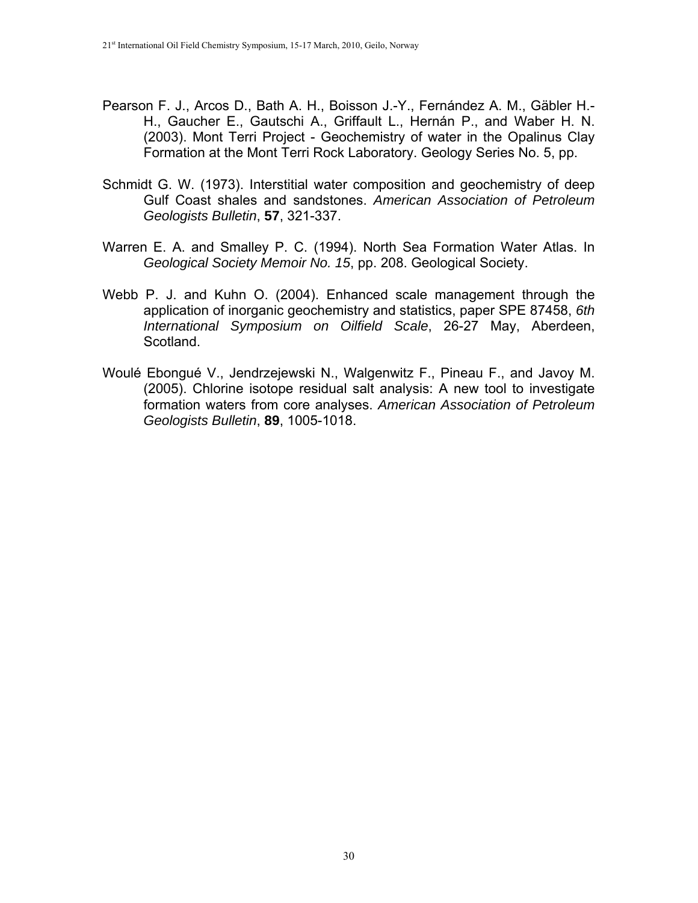Pearson F. J., Arcos D., Bath A. H., Boisson J.-Y., Fernández A. M., Gäbler H.-H., Gaucher E., Gautschi A., Griffault L., Hernán P., and Waber H. N. (2003). Mont Terri Project - Geochemistry of water in the Opalinus Clay Formation at the Mont Terri Rock Laboratory. Geology Series No. 5, pp.

Schmidt G. W. (1973). Interstitial water composition and geochemistry of deep Gulf Coast shales and sandstones. *American Association of Petroleum Geologists Bulletin*, **57**, 321-337.

Warren E. A. and Smalley P. C. (1994). North Sea Formation Water Atlas. In *Geological Society Memoir No. 15*, pp. 208. Geological Society.

Webb P. J. and Kuhn O. (2004). Enhanced scale management through the application of inorganic geochemistry and statistics, paper SPE 87458, *6th International Symposium on Oilfield Scale*, 26-27 May, Aberdeen, Scotland.

Woulé Ebongué V., Jendrzejewski N., Walgenwitz F., Pineau F., and Javoy M. (2005). Chlorine isotope residual salt analysis: A new tool to investigate formation waters from core analyses. *American Association of Petroleum Geologists Bulletin*, **89**, 1005-1018.